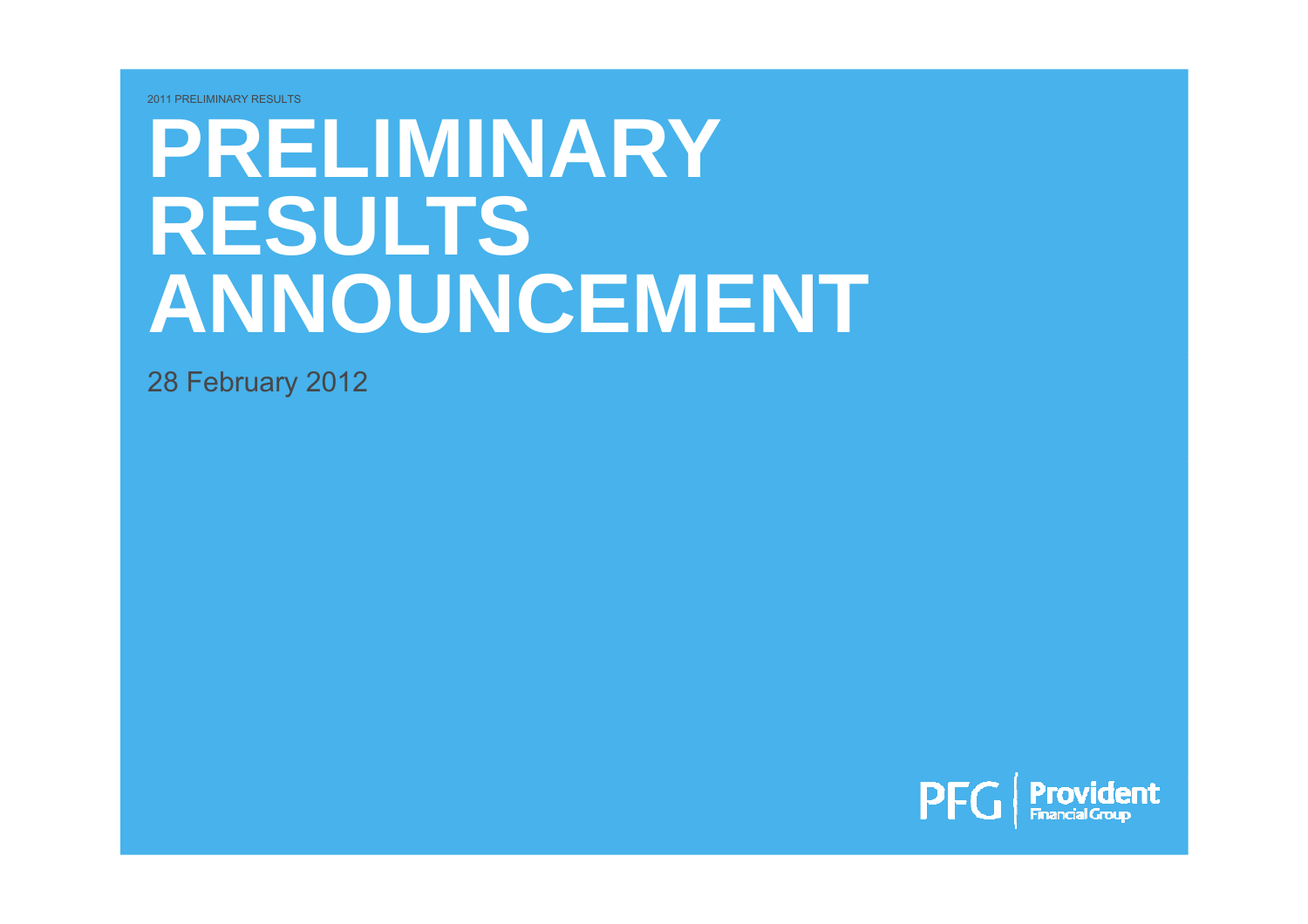2011 PRELIMINARY RESULTS

# PRELIMINARY RESULTS ANNOUNCEMENT

28 February 2012

PFG | Provident Financial Group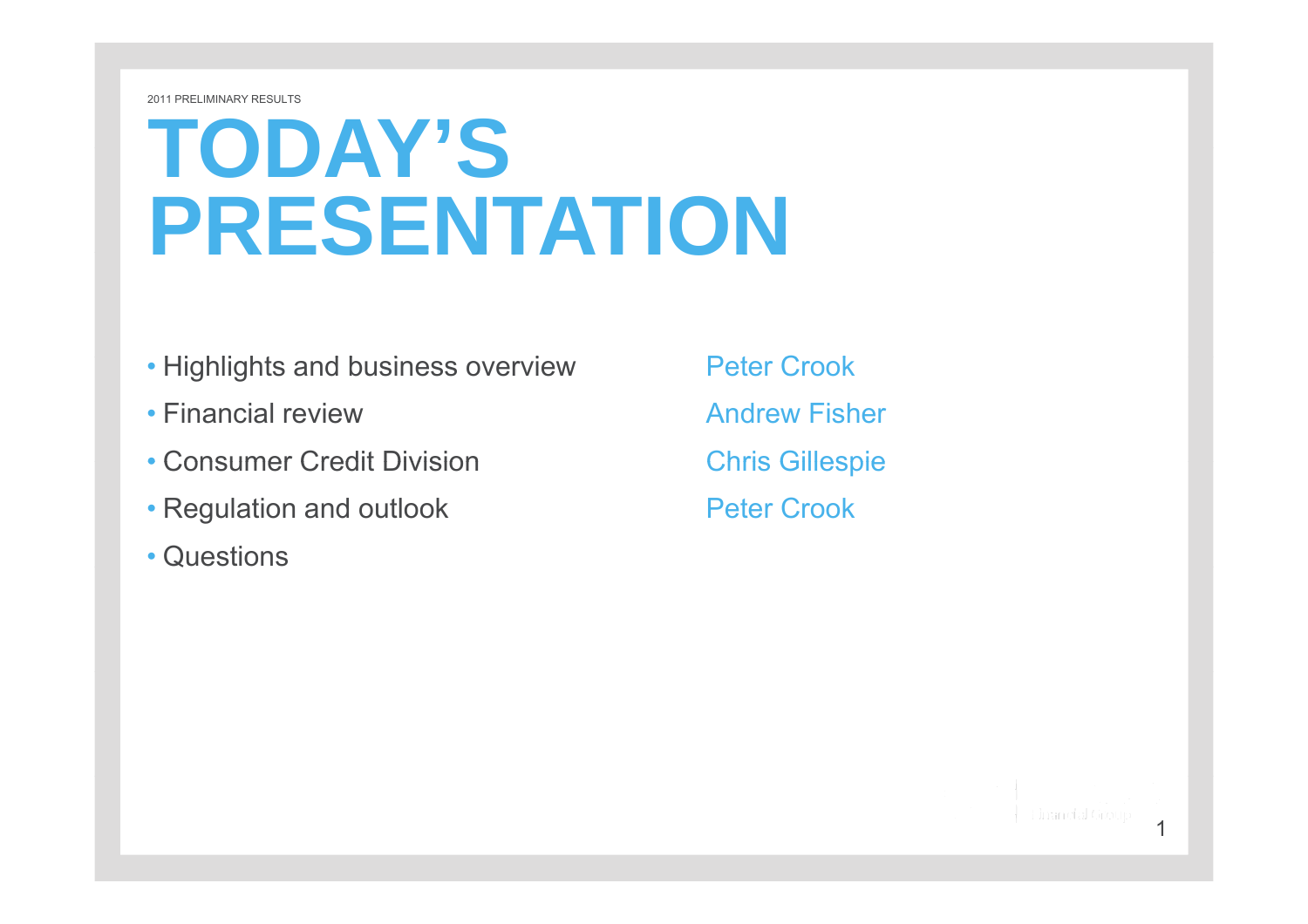2011 PRELIMINARY RESULTS

# TODAY'S PRESENTATION

| | |
|---|---|
| • Highlights and business overview | Peter Crook |
| • Financial review | Andrew Fisher |
| • Consumer Credit Division | Chris Gillespie |
| • Regulation and outlook | Peter Crook |
| • Questions | |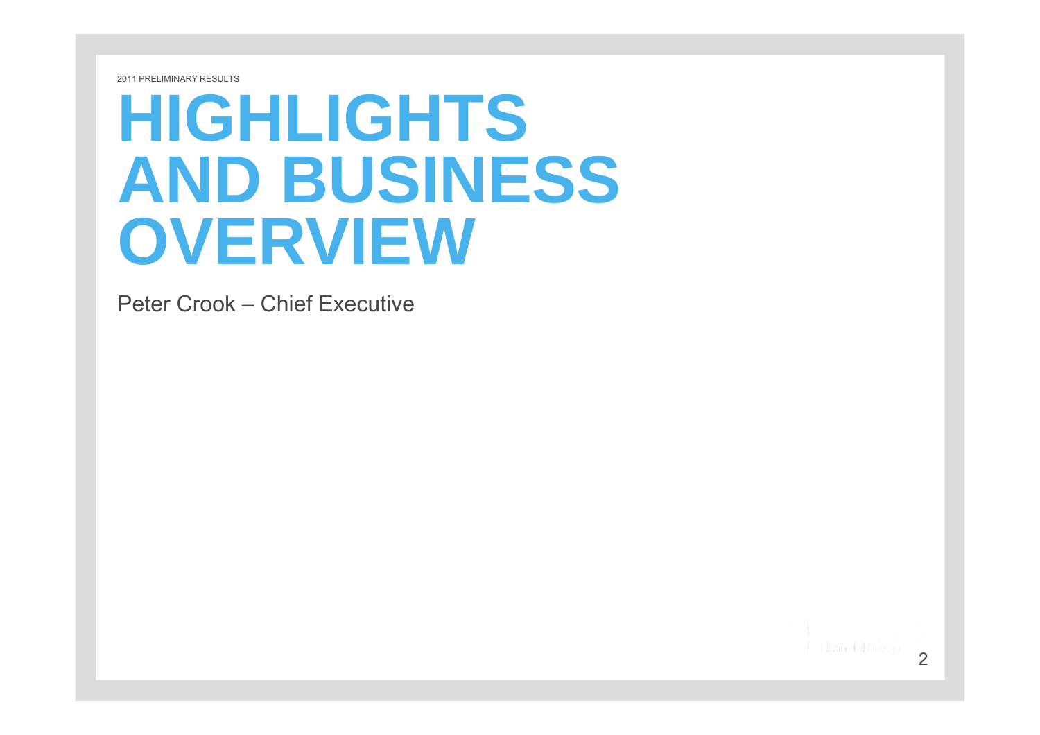2011 PRELIMINARY RESULTS

# HIGHLIGHTS AND BUSINESS OVERVIEW

Peter Crook – Chief Executive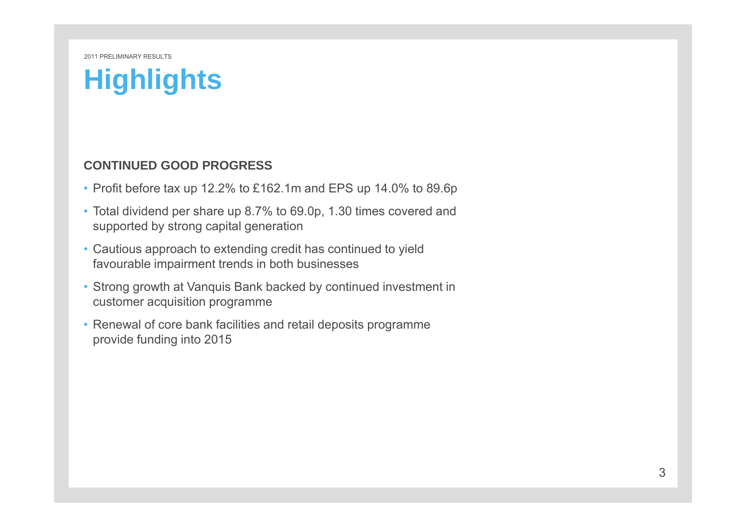# Highlights

**CONTINUED GOOD PROGRESS**

- Profit before tax up 12.2% to £162.1m and EPS up 14.0% to 89.6p
- Total dividend per share up 8.7% to 69.0p, 1.30 times covered and supported by strong capital generation
- Cautious approach to extending credit has continued to yield favourable impairment trends in both businesses
- Strong growth at Vanquis Bank backed by continued investment in customer acquisition programme
- Renewal of core bank facilities and retail deposits programme provide funding into 2015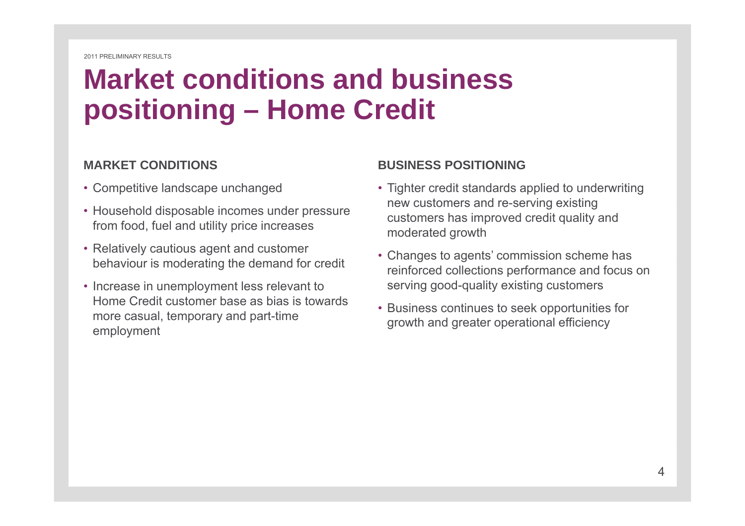# Market conditions and business positioning – Home Credit

## MARKET CONDITIONS

- Competitive landscape unchanged
- Household disposable incomes under pressure from food, fuel and utility price increases
- Relatively cautious agent and customer behaviour is moderating the demand for credit
- Increase in unemployment less relevant to Home Credit customer base as bias is towards more casual, temporary and part-time employment

## BUSINESS POSITIONING

- Tighter credit standards applied to underwriting new customers and re-serving existing customers has improved credit quality and moderated growth
- Changes to agents' commission scheme has reinforced collections performance and focus on serving good-quality existing customers
- Business continues to seek opportunities for growth and greater operational efficiency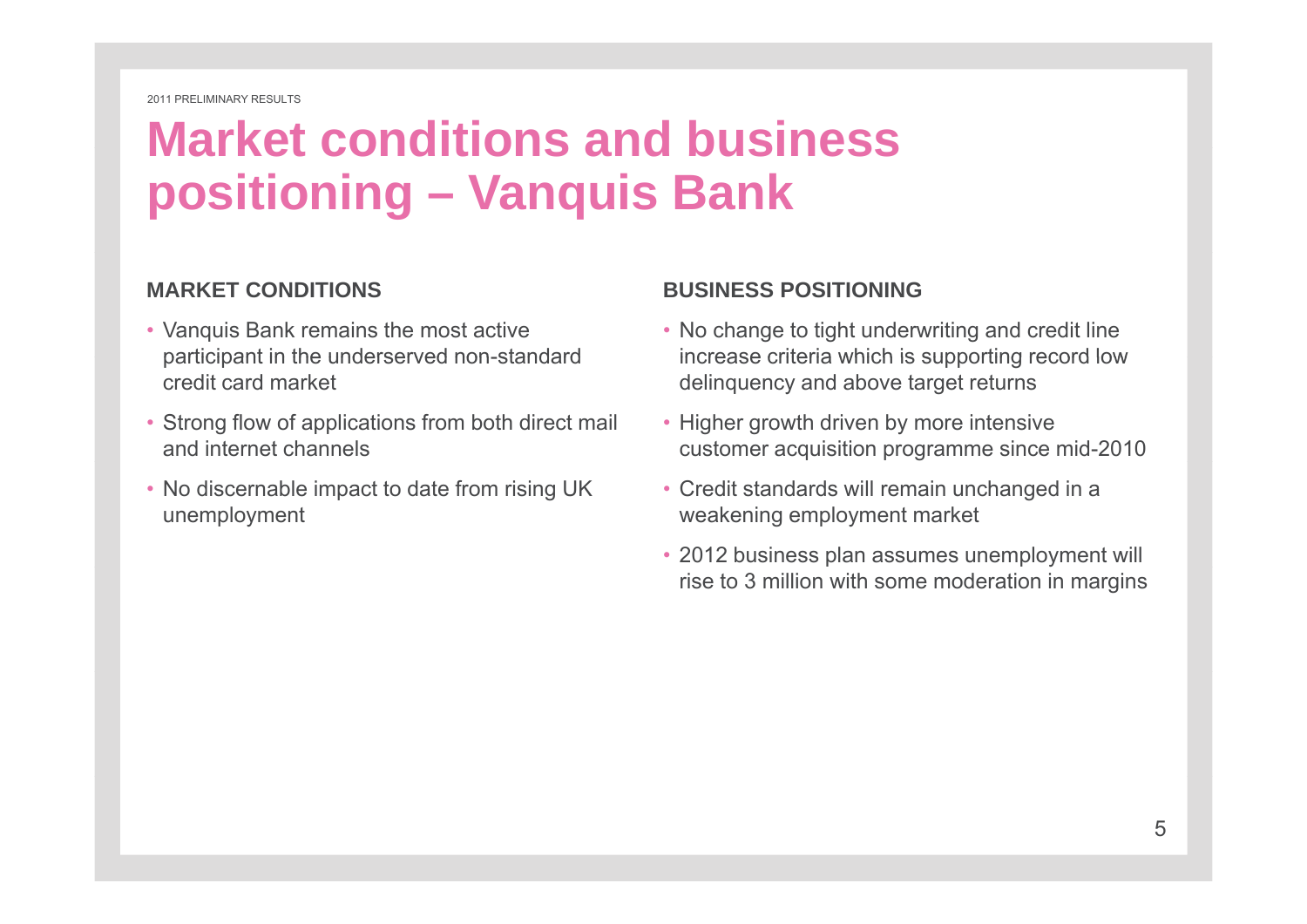# Market conditions and business positioning – Vanquis Bank

### MARKET CONDITIONS

- Vanquis Bank remains the most active participant in the underserved non-standard credit card market
- Strong flow of applications from both direct mail and internet channels
- No discernable impact to date from rising UK unemployment

### BUSINESS POSITIONING

- No change to tight underwriting and credit line increase criteria which is supporting record low delinquency and above target returns
- Higher growth driven by more intensive customer acquisition programme since mid-2010
- Credit standards will remain unchanged in a weakening employment market
- 2012 business plan assumes unemployment will rise to 3 million with some moderation in margins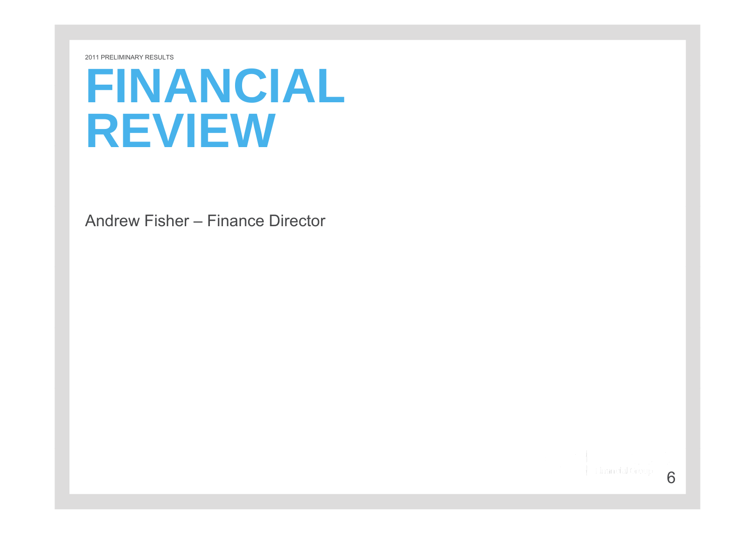2011 PRELIMINARY RESULTS

# FINANCIAL REVIEW

Andrew Fisher – Finance Director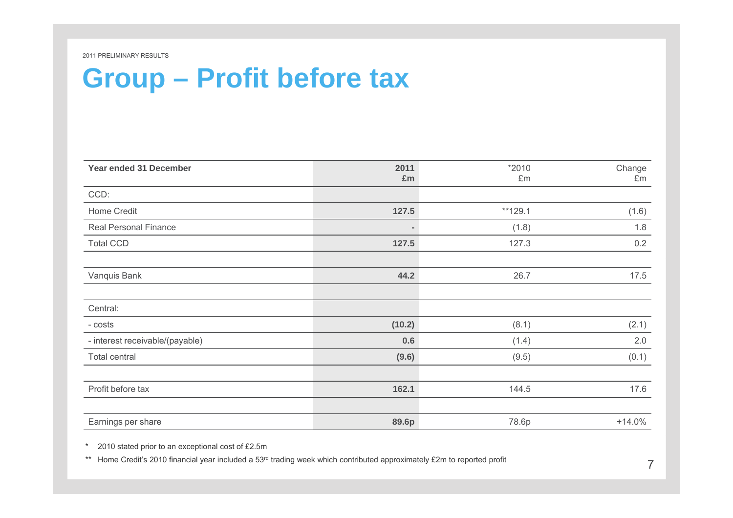2011 PRELIMINARY RESULTS

# Group – Profit before tax

| Year ended 31 December | 2011<br>£m | *2010<br>£m | Change<br>£m |
|---|---|---|---|
| CCD: | | | |
| Home Credit | **127.5** | **129.1 | (1.6) |
| Real Personal Finance | **-** | (1.8) | 1.8 |
| Total CCD | **127.5** | 127.3 | 0.2 |
| | | | |
| Vanquis Bank | **44.2** | 26.7 | 17.5 |
| | | | |
| Central: | | | |
| - costs | **(10.2)** | (8.1) | (2.1) |
| - interest receivable/(payable) | **0.6** | (1.4) | 2.0 |
| Total central | **(9.6)** | (9.5) | (0.1) |
| | | | |
| Profit before tax | **162.1** | 144.5 | 17.6 |
| | | | |
| Earnings per share | **89.6p** | 78.6p | +14.0% |

\* 2010 stated prior to an exceptional cost of £2.5m

** Home Credit's 2010 financial year included a 53rd trading week which contributed approximately £2m to reported profit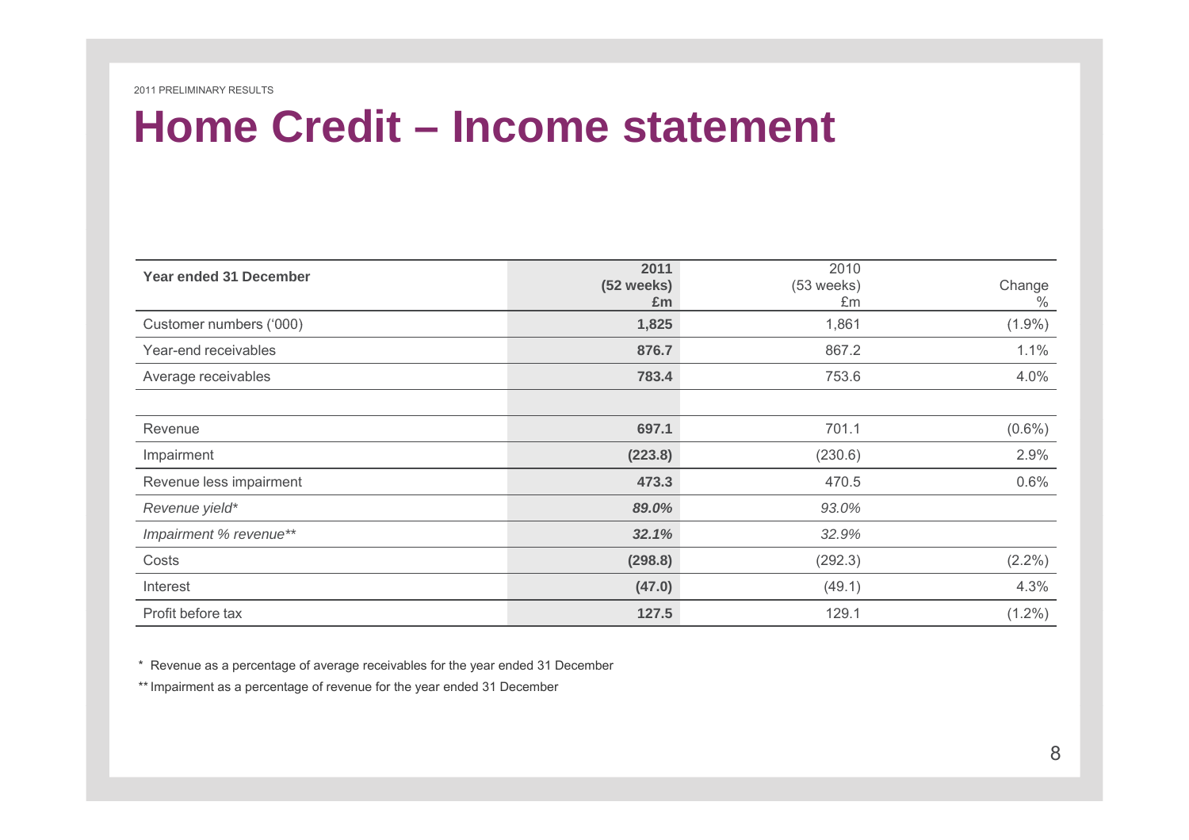# Home Credit – Income statement

| Year ended 31 December | **2011 (52 weeks) £m** | 2010 (53 weeks) £m | Change % |
|---|---|---|---|
| Customer numbers ('000) | **1,825** | 1,861 | (1.9%) |
| Year-end receivables | **876.7** | 867.2 | 1.1% |
| Average receivables | **783.4** | 753.6 | 4.0% |
| | | | |
| Revenue | **697.1** | 701.1 | (0.6%) |
| Impairment | **(223.8)** | (230.6) | 2.9% |
| Revenue less impairment | **473.3** | 470.5 | 0.6% |
| *Revenue yield** | ***89.0%*** | *93.0%* | |
| *Impairment % revenue*** | ***32.1%*** | *32.9%* | |
| Costs | **(298.8)** | (292.3) | (2.2%) |
| Interest | **(47.0)** | (49.1) | 4.3% |
| Profit before tax | **127.5** | 129.1 | (1.2%) |

\* Revenue as a percentage of average receivables for the year ended 31 December

** Impairment as a percentage of revenue for the year ended 31 December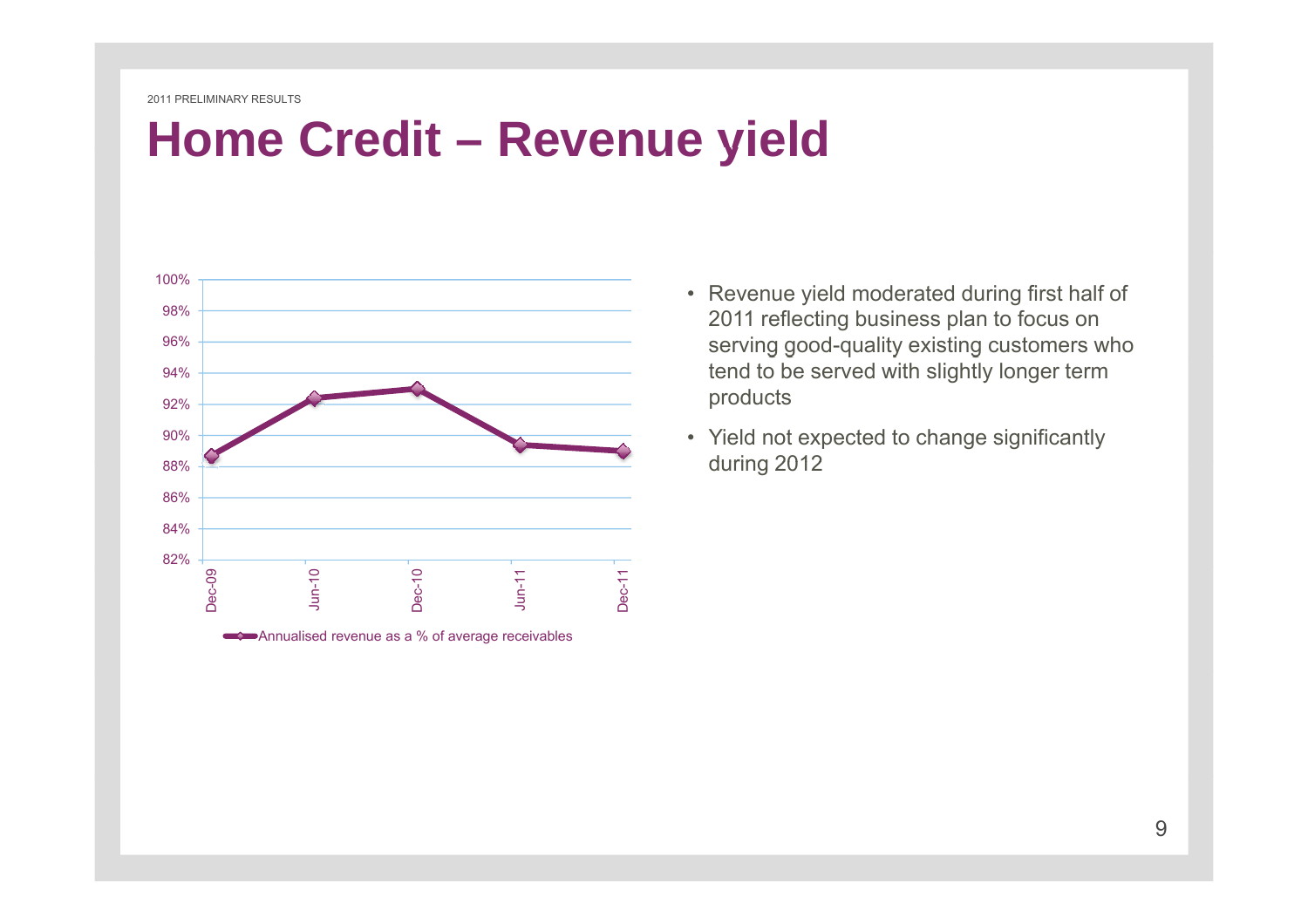# Home Credit – Revenue yield

- Revenue yield moderated during first half of 2011 reflecting business plan to focus on serving good-quality existing customers who tend to be served with slightly longer term products
- Yield not expected to change significantly during 2012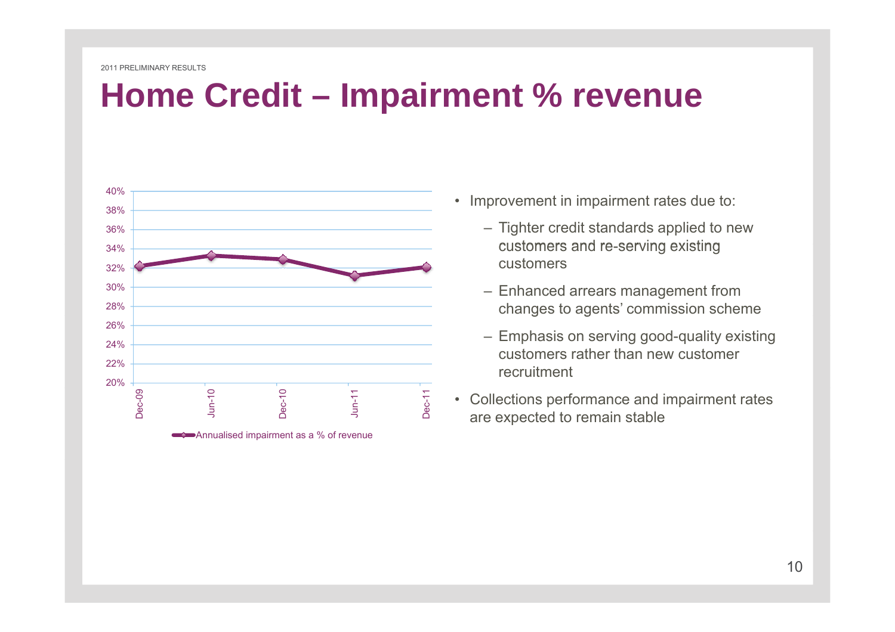# Home Credit – Impairment % revenue

- Improvement in impairment rates due to:
  - Tighter credit standards applied to new customers and re-serving existing customers
  - Enhanced arrears management from changes to agents' commission scheme
  - Emphasis on serving good-quality existing customers rather than new customer recruitment
- Collections performance and impairment rates are expected to remain stable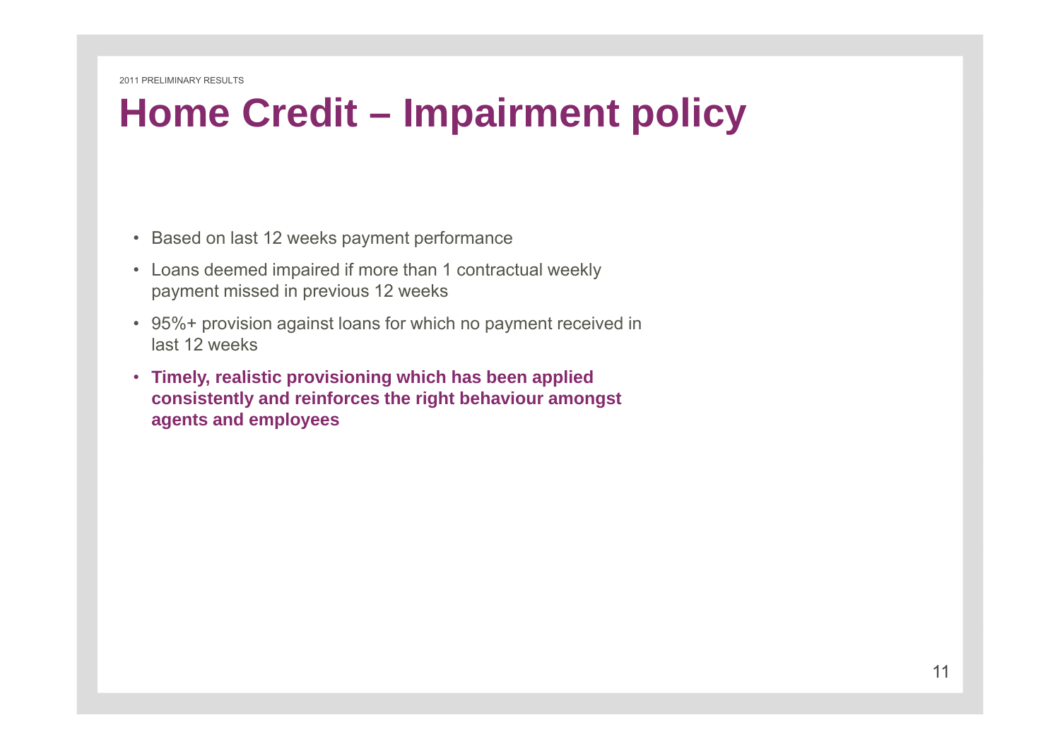# Home Credit – Impairment policy

- Based on last 12 weeks payment performance
- Loans deemed impaired if more than 1 contractual weekly payment missed in previous 12 weeks
- 95%+ provision against loans for which no payment received in last 12 weeks
- **Timely, realistic provisioning which has been applied consistently and reinforces the right behaviour amongst agents and employees**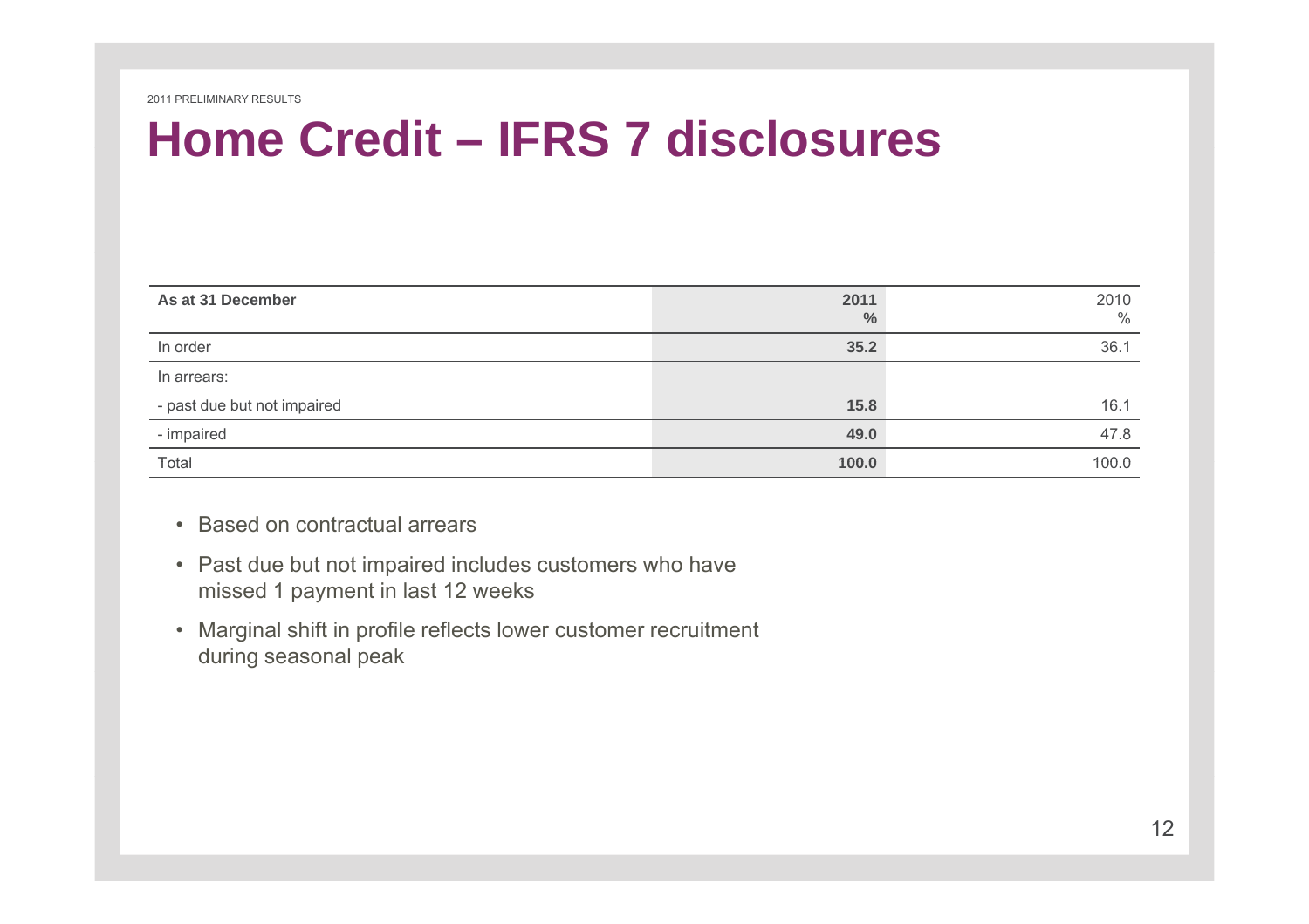# Home Credit – IFRS 7 disclosures

| As at 31 December | **2011** **%** | 2010 % |
|---|---|---|
| In order | **35.2** | 36.1 |
| In arrears: | | |
| - past due but not impaired | **15.8** | 16.1 |
| - impaired | **49.0** | 47.8 |
| Total | **100.0** | 100.0 |

- Based on contractual arrears
- Past due but not impaired includes customers who have missed 1 payment in last 12 weeks
- Marginal shift in profile reflects lower customer recruitment during seasonal peak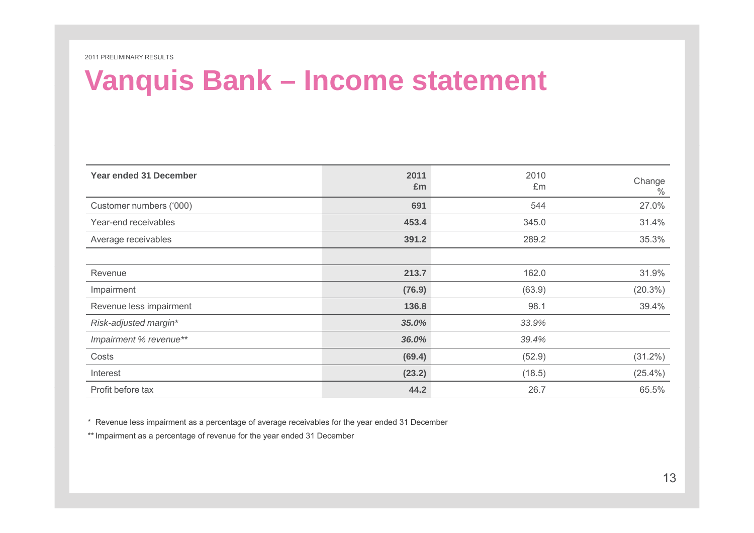2011 PRELIMINARY RESULTS

# Vanquis Bank – Income statement

| Year ended 31 December | 2011 £m | 2010 £m | Change % |
|---|---|---|---|
| Customer numbers ('000) | **691** | 544 | 27.0% |
| Year-end receivables | **453.4** | 345.0 | 31.4% |
| Average receivables | **391.2** | 289.2 | 35.3% |
| | | | |
| Revenue | **213.7** | 162.0 | 31.9% |
| Impairment | **(76.9)** | (63.9) | (20.3%) |
| Revenue less impairment | **136.8** | 98.1 | 39.4% |
| *Risk-adjusted margin** | ***35.0%*** | *33.9%* | |
| *Impairment % revenue*** | ***36.0%*** | *39.4%* | |
| Costs | **(69.4)** | (52.9) | (31.2%) |
| Interest | **(23.2)** | (18.5) | (25.4%) |
| Profit before tax | **44.2** | 26.7 | 65.5% |

\* Revenue less impairment as a percentage of average receivables for the year ended 31 December

** Impairment as a percentage of revenue for the year ended 31 December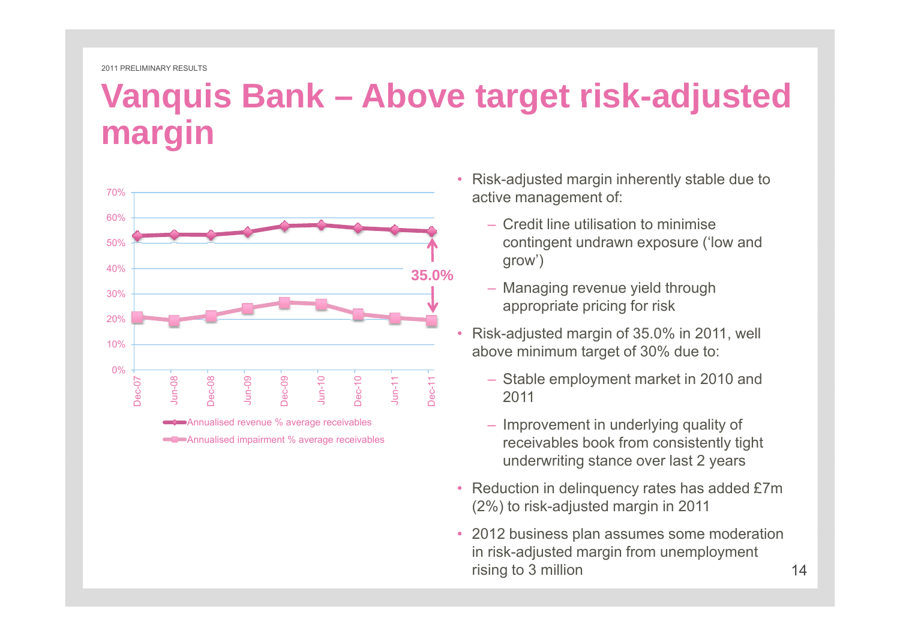# Vanquis Bank – Above target risk-adjusted margin

70%
60%
50%
40%
30%
20%
10%
0%

Dec-07 Jun-08 Dec-08 Jun-09 Dec-09 Jun-10 Dec-10 Jun-11 Dec-11

35.0%

Annualised revenue % average receivables

Annualised impairment % average receivables

- Risk-adjusted margin inherently stable due to active management of:
  - Credit line utilisation to minimise contingent undrawn exposure ('low and grow')
  - Managing revenue yield through appropriate pricing for risk
- Risk-adjusted margin of 35.0% in 2011, well above minimum target of 30% due to:
  - Stable employment market in 2010 and 2011
  - Improvement in underlying quality of receivables book from consistently tight underwriting stance over last 2 years
- Reduction in delinquency rates has added £7m (2%) to risk-adjusted margin in 2011
- 2012 business plan assumes some moderation in risk-adjusted margin from unemployment rising to 3 million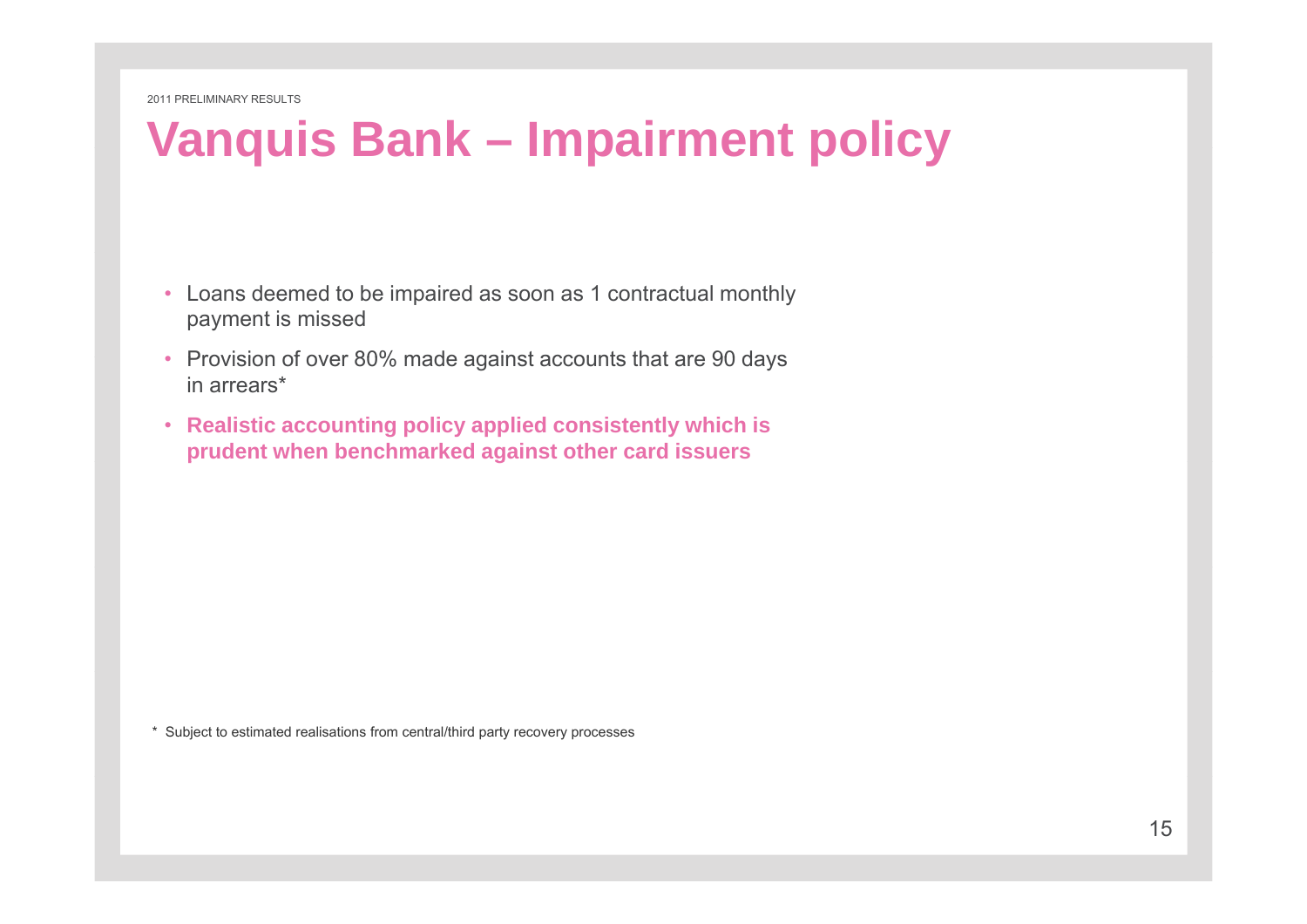# Vanquis Bank – Impairment policy

- Loans deemed to be impaired as soon as 1 contractual monthly payment is missed
- Provision of over 80% made against accounts that are 90 days in arrears*
- **Realistic accounting policy applied consistently which is prudent when benchmarked against other card issuers**

\* Subject to estimated realisations from central/third party recovery processes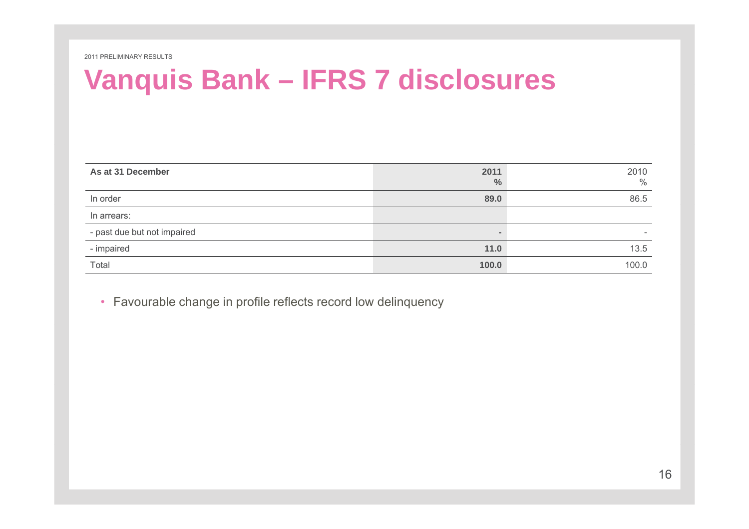# Vanquis Bank – IFRS 7 disclosures

| As at 31 December | 2011<br>% | 2010<br>% |
|---|---|---|
| In order | **89.0** | 86.5 |
| In arrears: | | |
| - past due but not impaired | **-** | - |
| - impaired | **11.0** | 13.5 |
| Total | **100.0** | 100.0 |

- Favourable change in profile reflects record low delinquency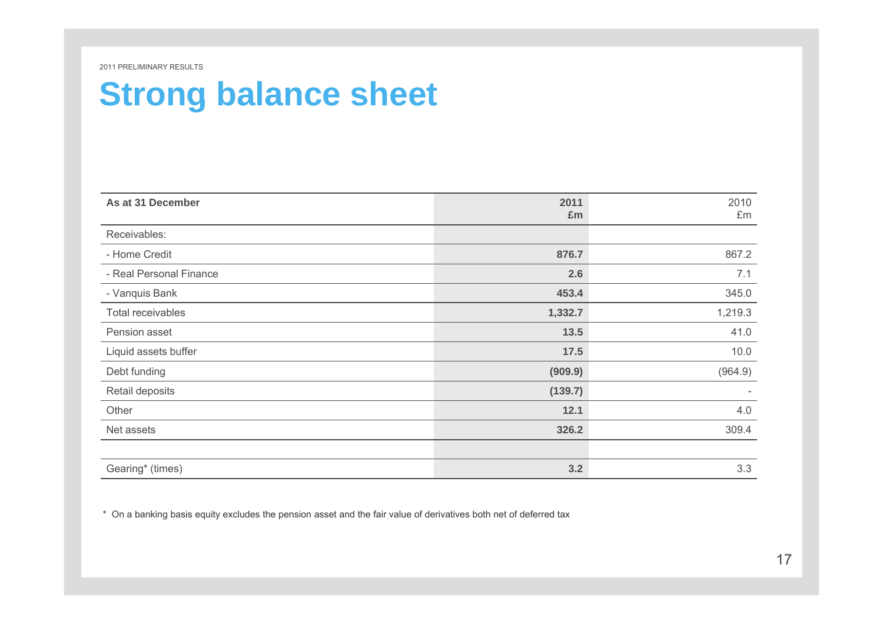2011 PRELIMINARY RESULTS

# Strong balance sheet

| As at 31 December | **2011 £m** | 2010 £m |
|---|---|---|
| Receivables: | | |
| - Home Credit | **876.7** | 867.2 |
| - Real Personal Finance | **2.6** | 7.1 |
| - Vanquis Bank | **453.4** | 345.0 |
| Total receivables | **1,332.7** | 1,219.3 |
| Pension asset | **13.5** | 41.0 |
| Liquid assets buffer | **17.5** | 10.0 |
| Debt funding | **(909.9)** | (964.9) |
| Retail deposits | **(139.7)** | - |
| Other | **12.1** | 4.0 |
| Net assets | **326.2** | 309.4 |
| | | |
| Gearing* (times) | **3.2** | 3.3 |

* On a banking basis equity excludes the pension asset and the fair value of derivatives both net of deferred tax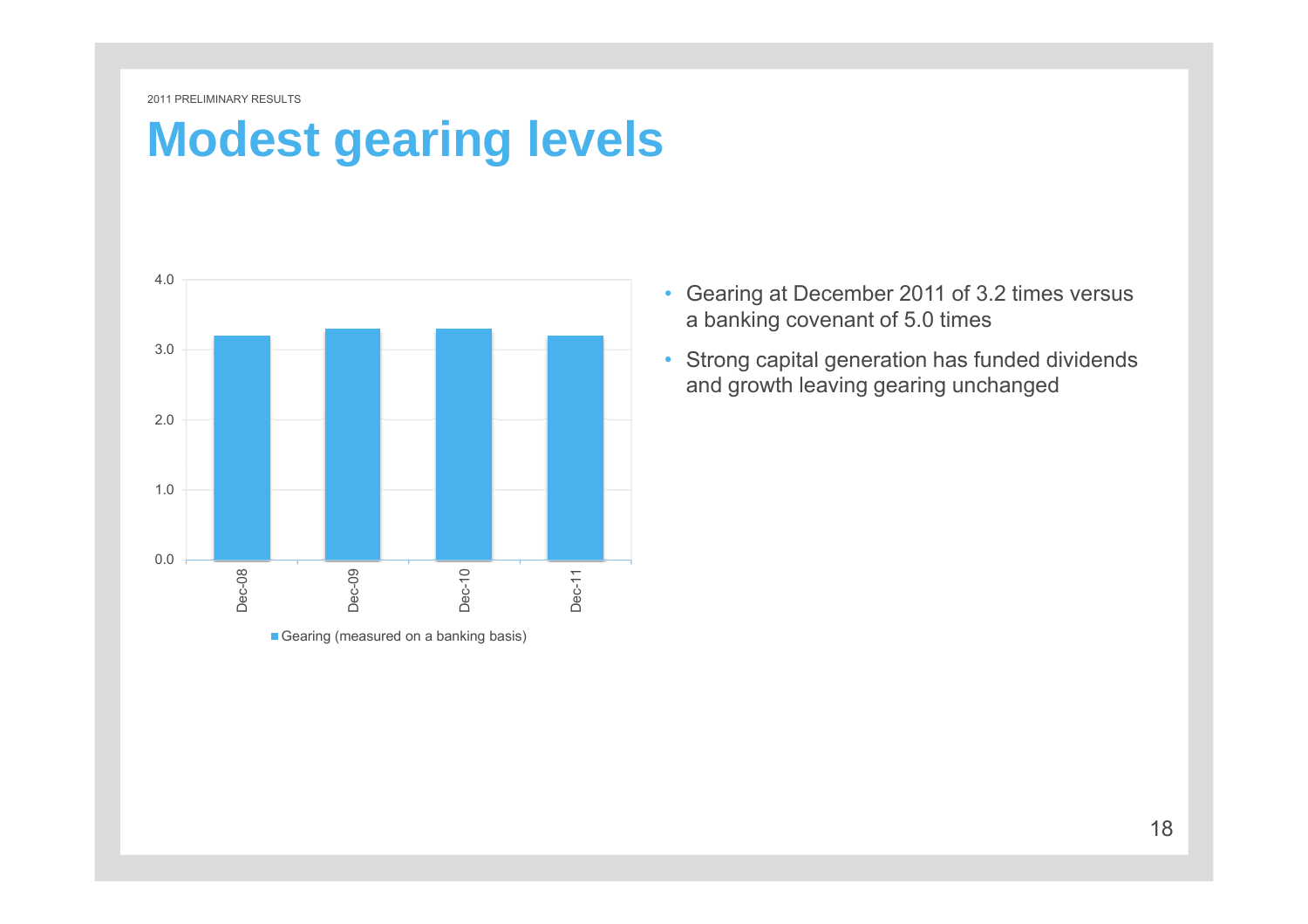# Modest gearing levels

- Gearing at December 2011 of 3.2 times versus a banking covenant of 5.0 times
- Strong capital generation has funded dividends and growth leaving gearing unchanged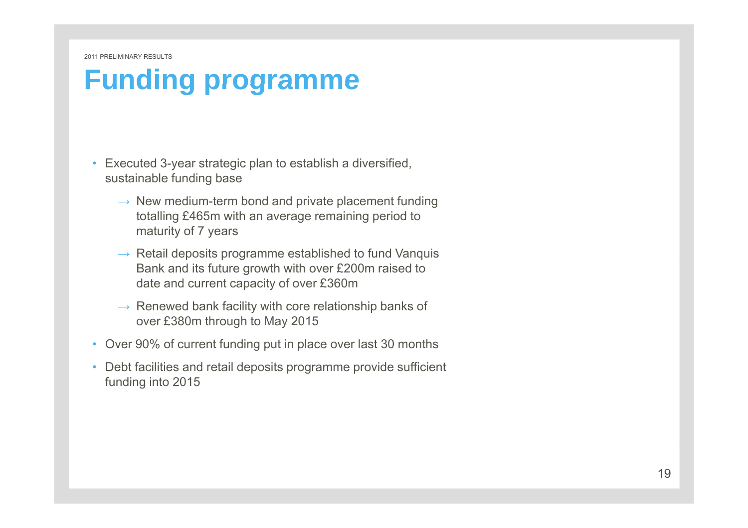2011 PRELIMINARY RESULTS

# Funding programme

- Executed 3-year strategic plan to establish a diversified, sustainable funding base
  - → New medium-term bond and private placement funding totalling £465m with an average remaining period to maturity of 7 years
  - → Retail deposits programme established to fund Vanquis Bank and its future growth with over £200m raised to date and current capacity of over £360m
  - → Renewed bank facility with core relationship banks of over £380m through to May 2015
- Over 90% of current funding put in place over last 30 months
- Debt facilities and retail deposits programme provide sufficient funding into 2015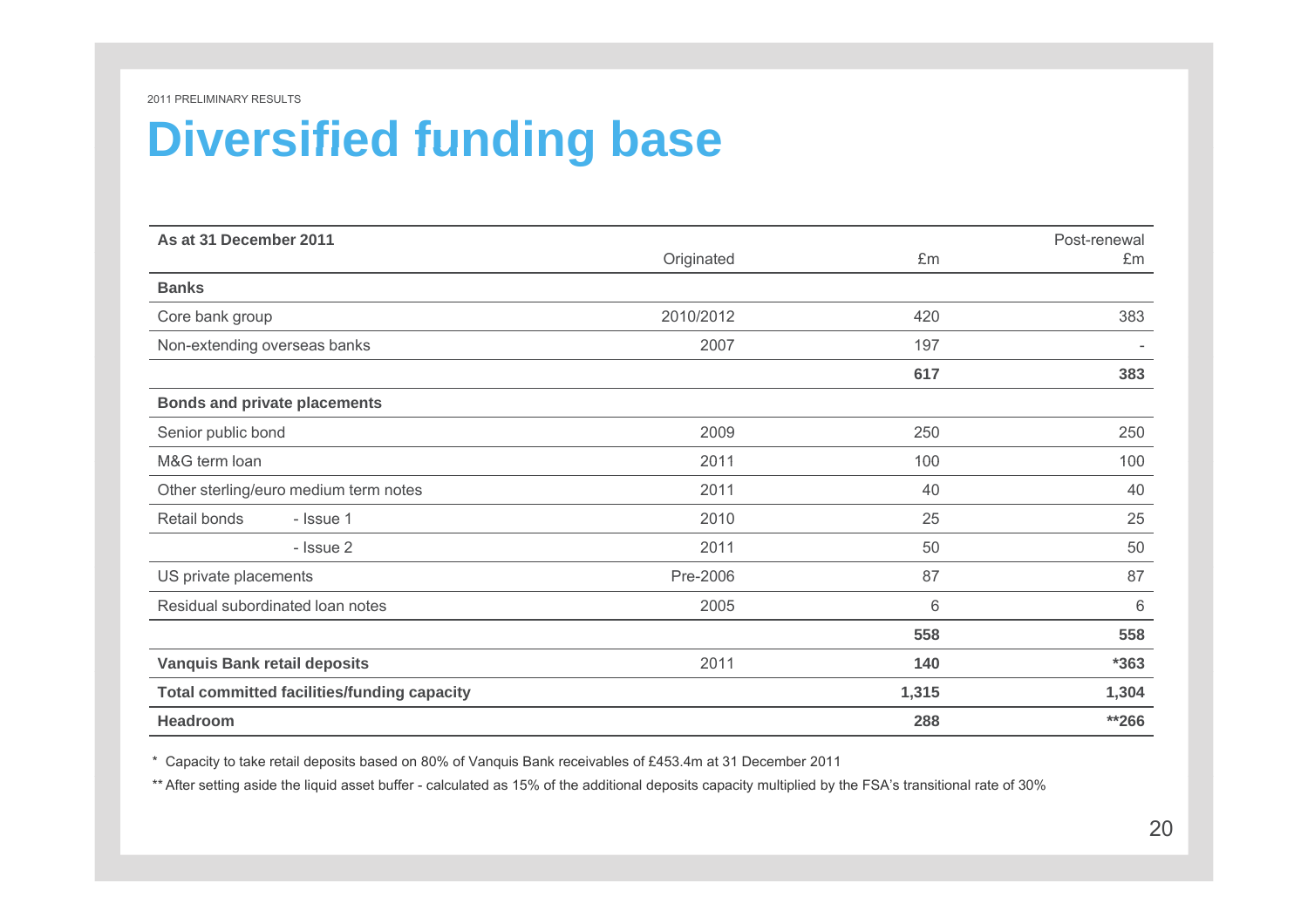# Diversified funding base

| As at 31 December 2011 | | Originated | £m | Post-renewal £m |
|---|---|---|---|---|
| **Banks** | | | | |
| Core bank group | | 2010/2012 | 420 | 383 |
| Non-extending overseas banks | | 2007 | 197 | - |
| | | | **617** | **383** |
| **Bonds and private placements** | | | | |
| Senior public bond | | 2009 | 250 | 250 |
| M&G term loan | | 2011 | 100 | 100 |
| Other sterling/euro medium term notes | | 2011 | 40 | 40 |
| Retail bonds | - Issue 1 | 2010 | 25 | 25 |
| | - Issue 2 | 2011 | 50 | 50 |
| US private placements | | Pre-2006 | 87 | 87 |
| Residual subordinated loan notes | | 2005 | 6 | 6 |
| | | | **558** | **558** |
| **Vanquis Bank retail deposits** | | 2011 | **140** | ***363** |
| **Total committed facilities/funding capacity** | | | **1,315** | **1,304** |
| **Headroom** | | | **288** | ****266** |

\* Capacity to take retail deposits based on 80% of Vanquis Bank receivables of £453.4m at 31 December 2011

** After setting aside the liquid asset buffer - calculated as 15% of the additional deposits capacity multiplied by the FSA's transitional rate of 30%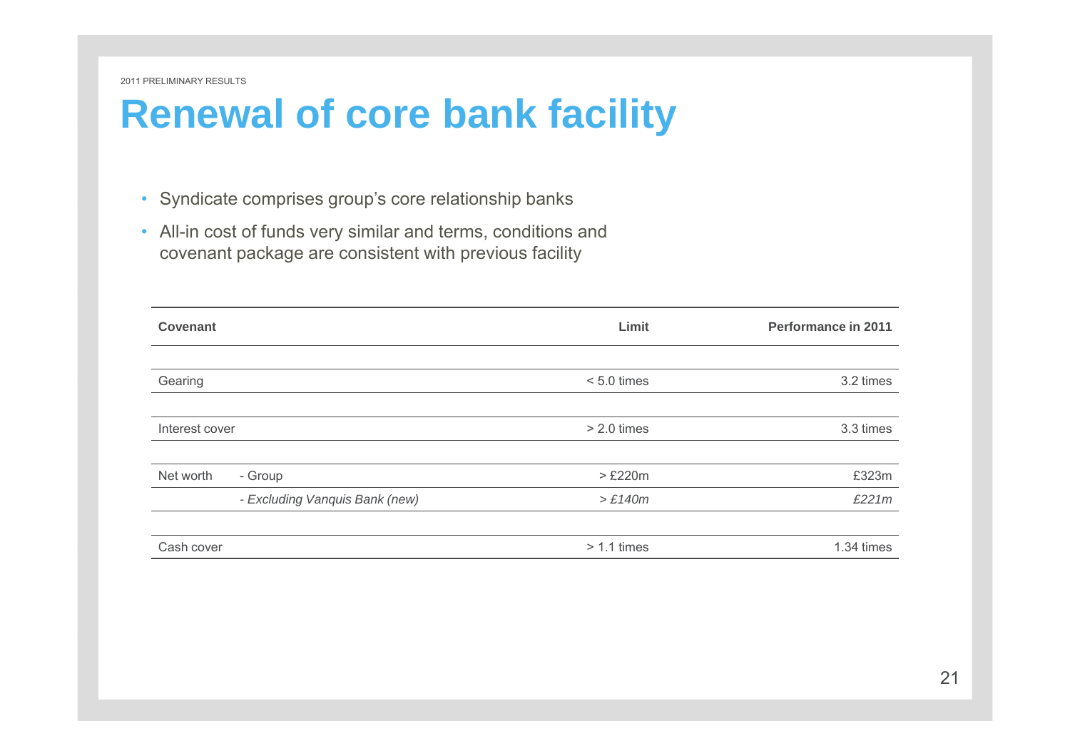# Renewal of core bank facility

- Syndicate comprises group's core relationship banks
- All-in cost of funds very similar and terms, conditions and covenant package are consistent with previous facility

| Covenant | | Limit | Performance in 2011 |
|---|---|---|---|
| Gearing | | < 5.0 times | 3.2 times |
| Interest cover | | > 2.0 times | 3.3 times |
| Net worth | - Group | > £220m | £323m |
| | *- Excluding Vanquis Bank (new)* | *> £140m* | *£221m* |
| Cash cover | | > 1.1 times | 1.34 times |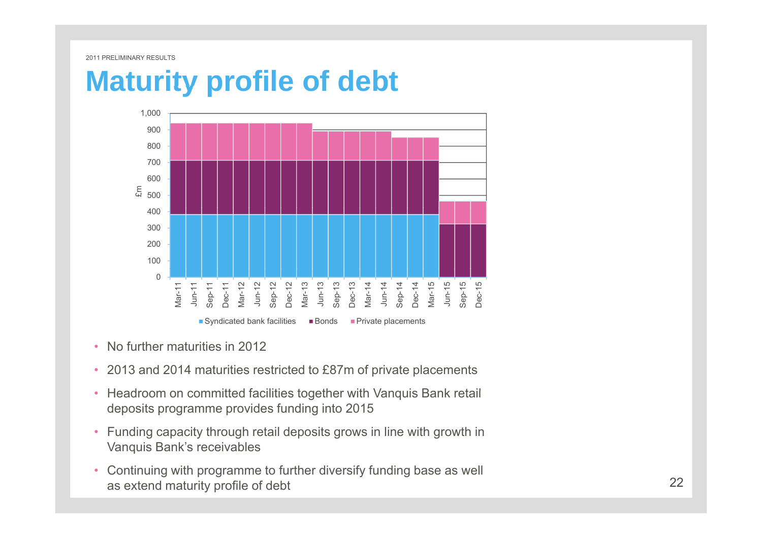# Maturity profile of debt

Syndicated bank facilities, Bonds, Private placements (£m)

- No further maturities in 2012
- 2013 and 2014 maturities restricted to £87m of private placements
- Headroom on committed facilities together with Vanquis Bank retail deposits programme provides funding into 2015
- Funding capacity through retail deposits grows in line with growth in Vanquis Bank's receivables
- Continuing with programme to further diversify funding base as well as extend maturity profile of debt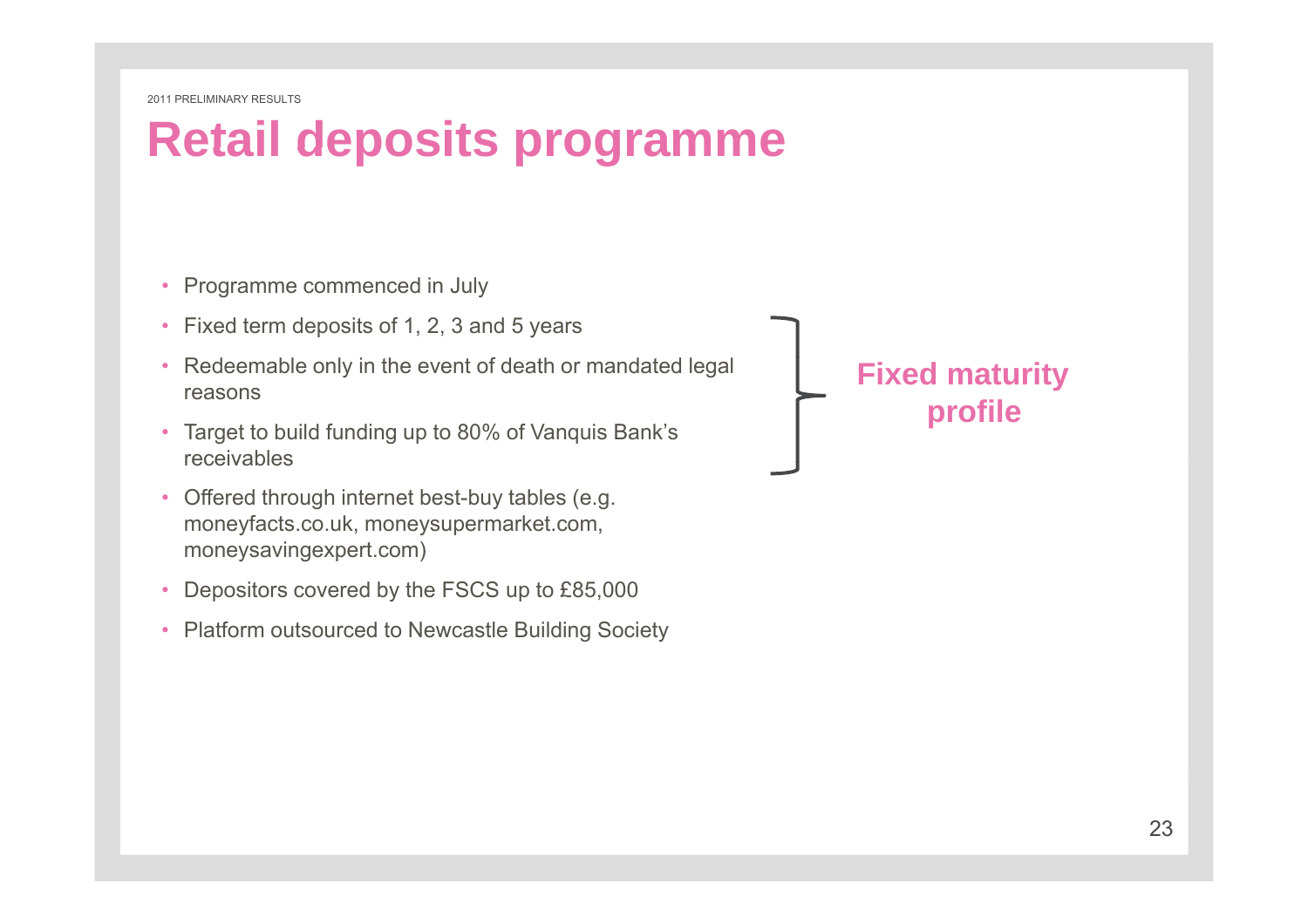# Retail deposits programme

- Programme commenced in July
- Fixed term deposits of 1, 2, 3 and 5 years
- Redeemable only in the event of death or mandated legal reasons
- Target to build funding up to 80% of Vanquis Bank's receivables
- Offered through internet best-buy tables (e.g. moneyfacts.co.uk, moneysupermarket.com, moneysavingexpert.com)
- Depositors covered by the FSCS up to £85,000
- Platform outsourced to Newcastle Building Society

**Fixed maturity profile**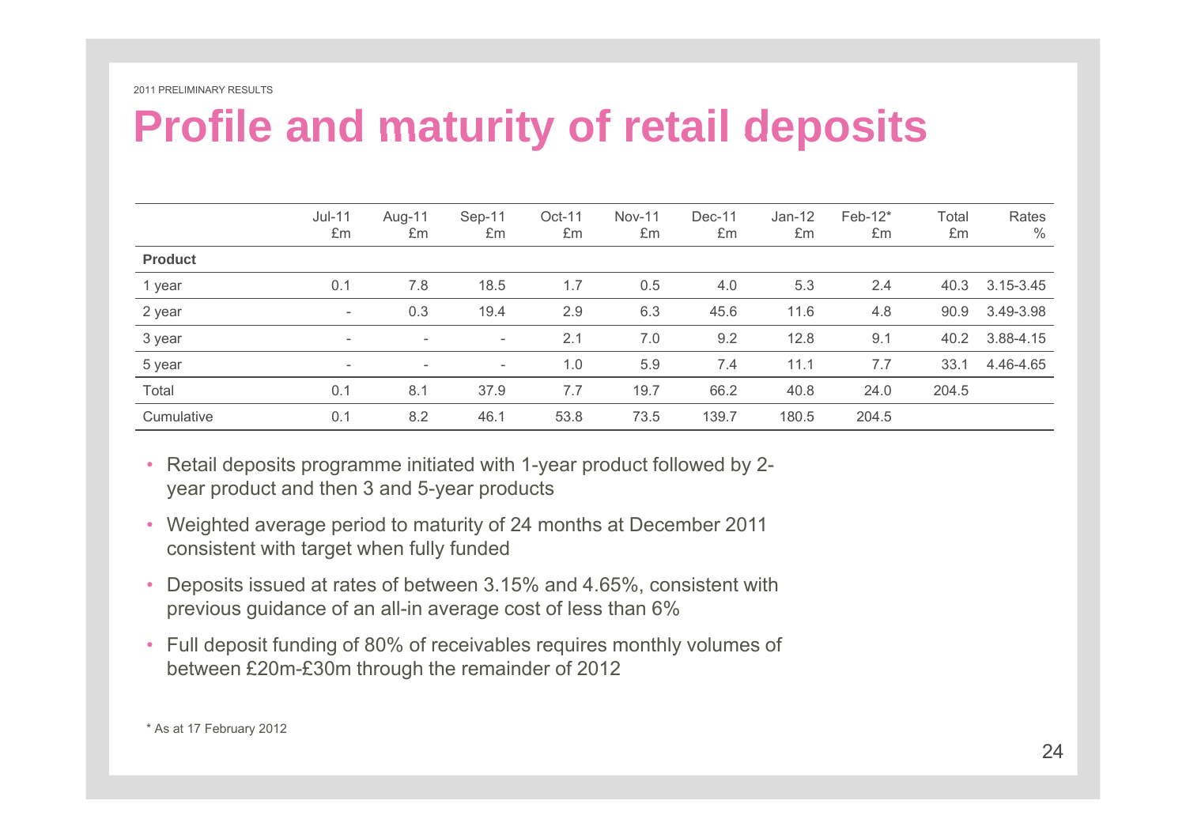# Profile and maturity of retail deposits

| | Jul-11 £m | Aug-11 £m | Sep-11 £m | Oct-11 £m | Nov-11 £m | Dec-11 £m | Jan-12 £m | Feb-12* £m | Total £m | Rates % |
|---|---|---|---|---|---|---|---|---|---|---|
| **Product** | | | | | | | | | | |
| 1 year | 0.1 | 7.8 | 18.5 | 1.7 | 0.5 | 4.0 | 5.3 | 2.4 | 40.3 | 3.15-3.45 |
| 2 year | - | 0.3 | 19.4 | 2.9 | 6.3 | 45.6 | 11.6 | 4.8 | 90.9 | 3.49-3.98 |
| 3 year | - | - | - | 2.1 | 7.0 | 9.2 | 12.8 | 9.1 | 40.2 | 3.88-4.15 |
| 5 year | - | - | - | 1.0 | 5.9 | 7.4 | 11.1 | 7.7 | 33.1 | 4.46-4.65 |
| Total | 0.1 | 8.1 | 37.9 | 7.7 | 19.7 | 66.2 | 40.8 | 24.0 | 204.5 | |
| Cumulative | 0.1 | 8.2 | 46.1 | 53.8 | 73.5 | 139.7 | 180.5 | 204.5 | | |

- Retail deposits programme initiated with 1-year product followed by 2-year product and then 3 and 5-year products
- Weighted average period to maturity of 24 months at December 2011 consistent with target when fully funded
- Deposits issued at rates of between 3.15% and 4.65%, consistent with previous guidance of an all-in average cost of less than 6%
- Full deposit funding of 80% of receivables requires monthly volumes of between £20m-£30m through the remainder of 2012

\* As at 17 February 2012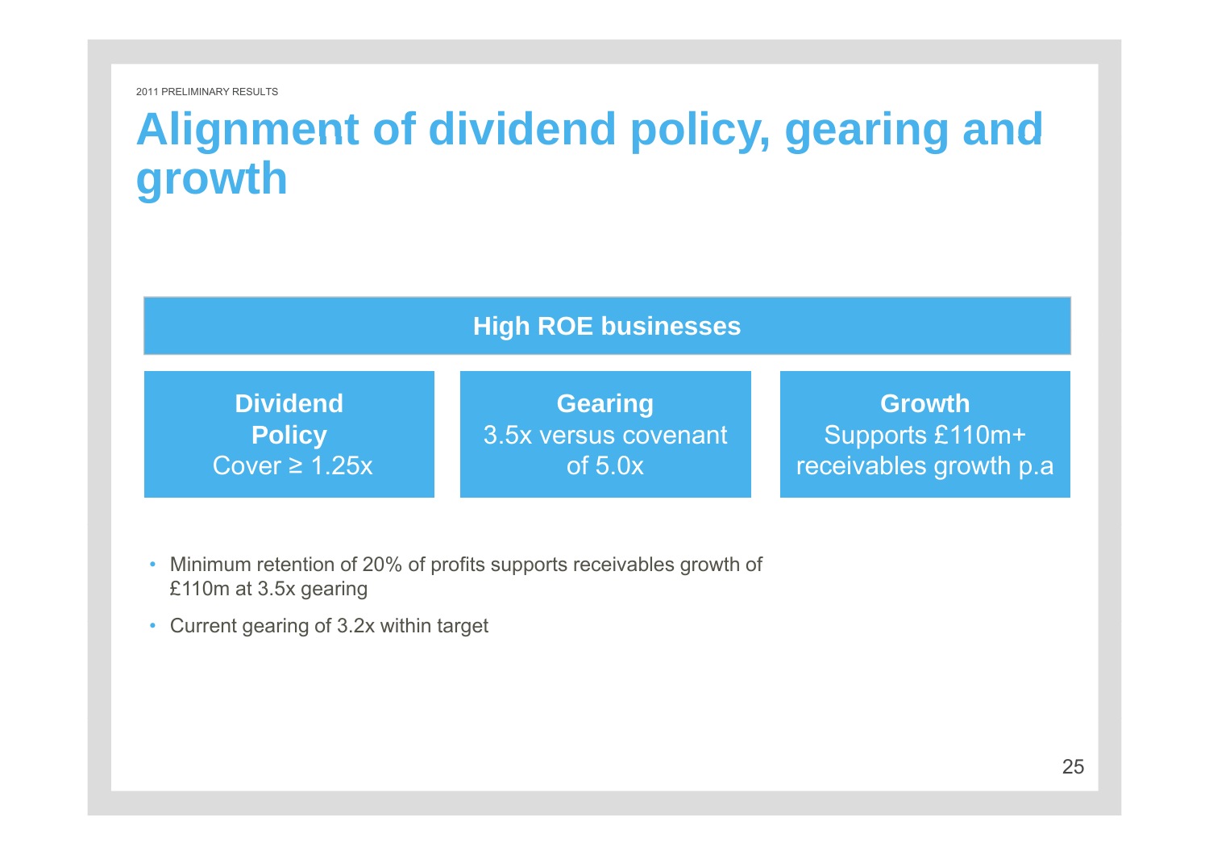# Alignment of dividend policy, gearing and growth

**High ROE businesses**

| **Dividend Policy** | **Gearing** | **Growth** |
| --- | --- | --- |
| Cover ≥ 1.25x | 3.5x versus covenant of 5.0x | Supports £110m+ receivables growth p.a |

- Minimum retention of 20% of profits supports receivables growth of £110m at 3.5x gearing
- Current gearing of 3.2x within target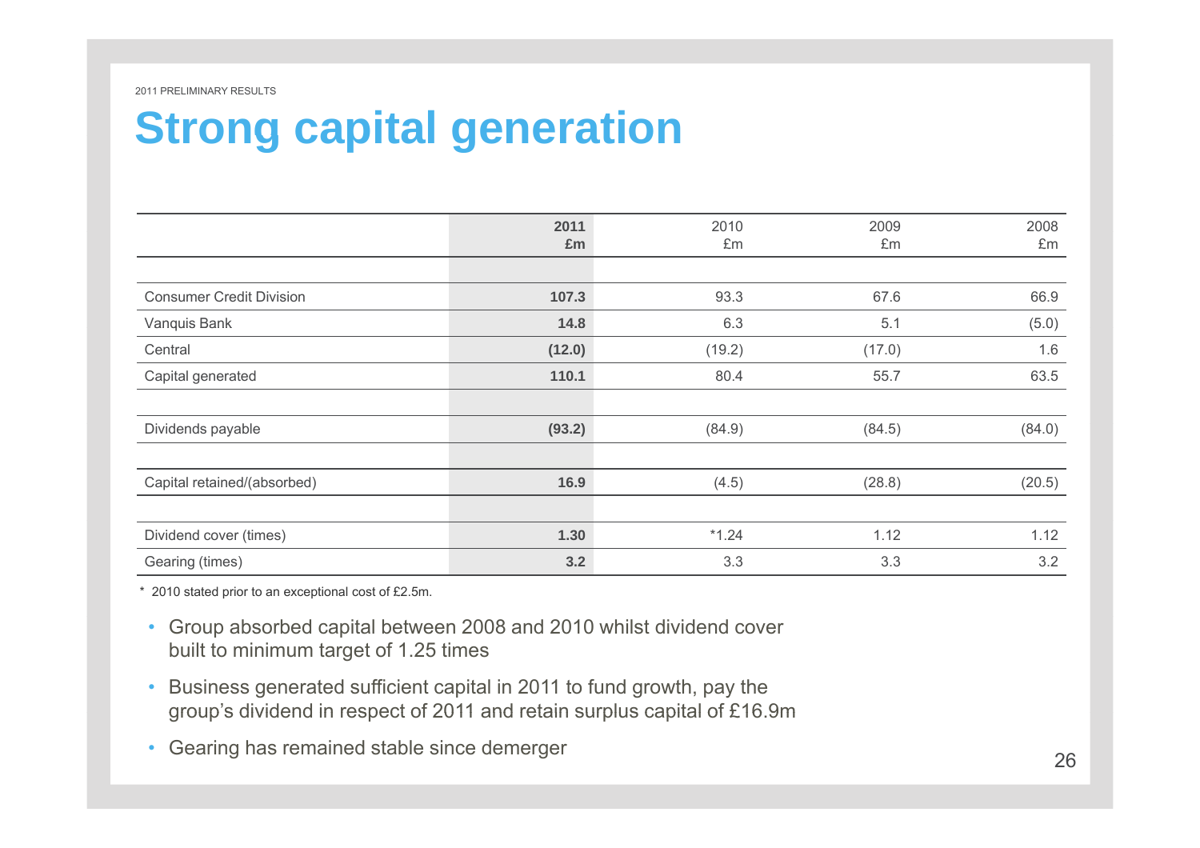# Strong capital generation

| | **2011 £m** | 2010 £m | 2009 £m | 2008 £m |
|---|---|---|---|---|
| Consumer Credit Division | **107.3** | 93.3 | 67.6 | 66.9 |
| Vanquis Bank | **14.8** | 6.3 | 5.1 | (5.0) |
| Central | **(12.0)** | (19.2) | (17.0) | 1.6 |
| Capital generated | **110.1** | 80.4 | 55.7 | 63.5 |
| Dividends payable | **(93.2)** | (84.9) | (84.5) | (84.0) |
| Capital retained/(absorbed) | **16.9** | (4.5) | (28.8) | (20.5) |
| Dividend cover (times) | **1.30** | *1.24 | 1.12 | 1.12 |
| Gearing (times) | **3.2** | 3.3 | 3.3 | 3.2 |

\* 2010 stated prior to an exceptional cost of £2.5m.

- Group absorbed capital between 2008 and 2010 whilst dividend cover built to minimum target of 1.25 times
- Business generated sufficient capital in 2011 to fund growth, pay the group's dividend in respect of 2011 and retain surplus capital of £16.9m
- Gearing has remained stable since demerger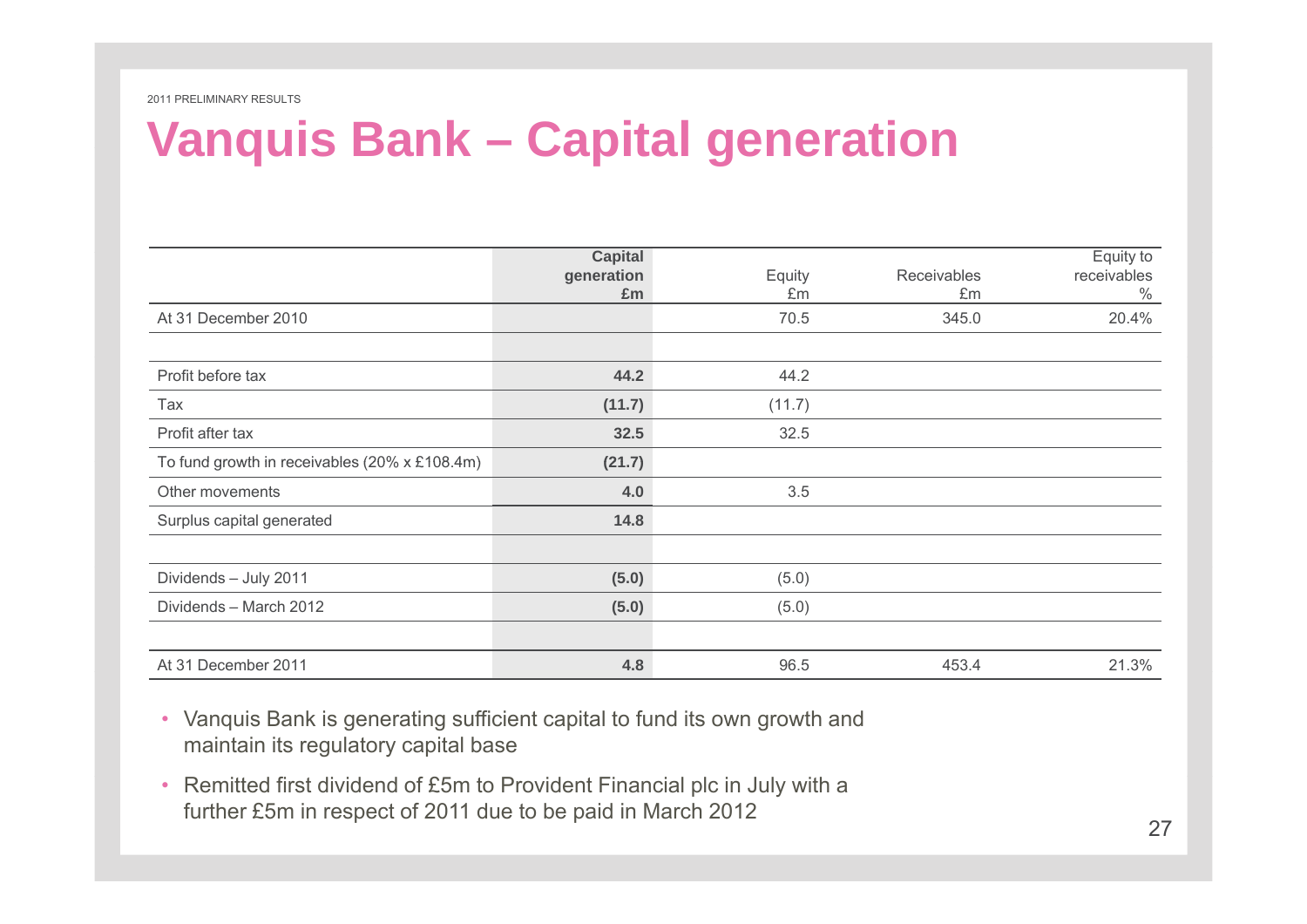2011 PRELIMINARY RESULTS

# Vanquis Bank – Capital generation

| | **Capital generation £m** | Equity £m | Receivables £m | Equity to receivables % |
|---|---|---|---|---|
| At 31 December 2010 | | 70.5 | 345.0 | 20.4% |
| | | | | |
| Profit before tax | **44.2** | 44.2 | | |
| Tax | **(11.7)** | (11.7) | | |
| Profit after tax | **32.5** | 32.5 | | |
| To fund growth in receivables (20% x £108.4m) | **(21.7)** | | | |
| Other movements | **4.0** | 3.5 | | |
| Surplus capital generated | **14.8** | | | |
| | | | | |
| Dividends – July 2011 | **(5.0)** | (5.0) | | |
| Dividends – March 2012 | **(5.0)** | (5.0) | | |
| | | | | |
| At 31 December 2011 | **4.8** | 96.5 | 453.4 | 21.3% |

- Vanquis Bank is generating sufficient capital to fund its own growth and maintain its regulatory capital base
- Remitted first dividend of £5m to Provident Financial plc in July with a further £5m in respect of 2011 due to be paid in March 2012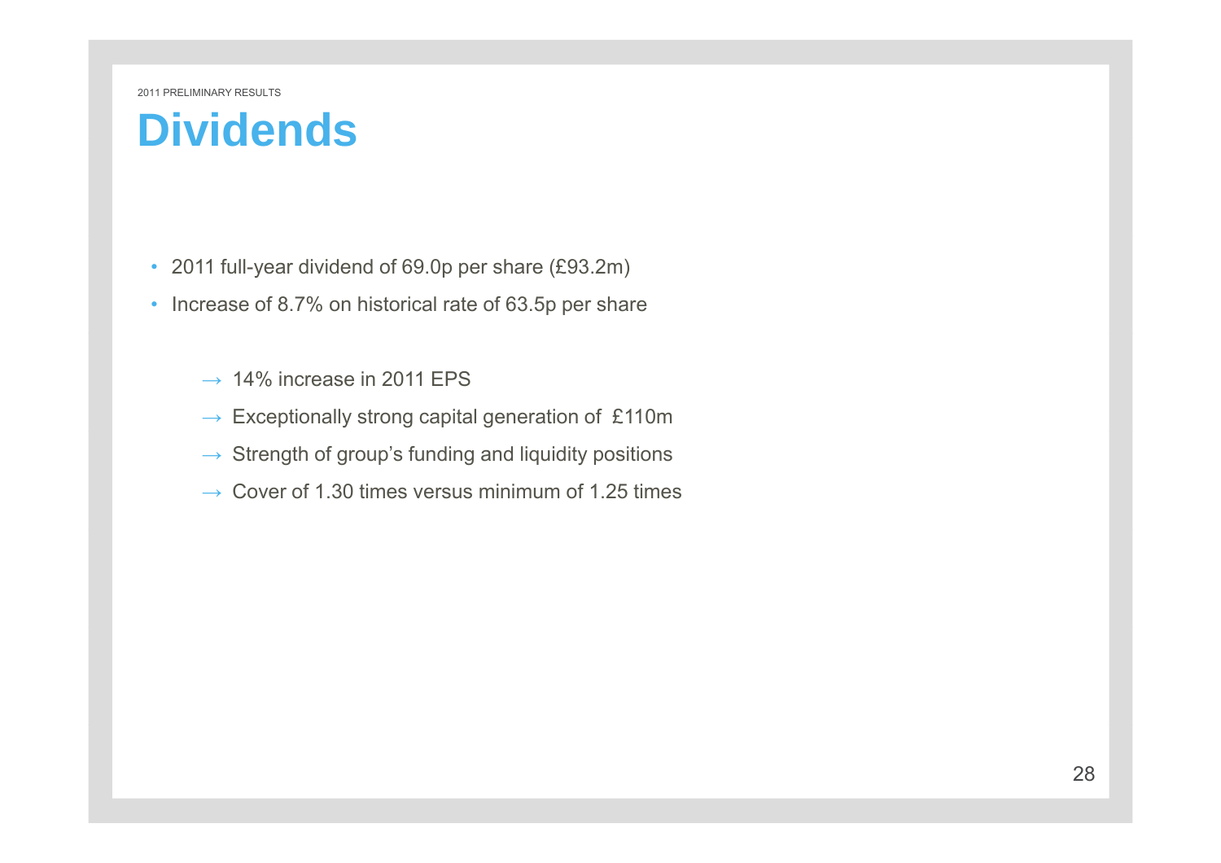# Dividends

- 2011 full-year dividend of 69.0p per share (£93.2m)
- Increase of 8.7% on historical rate of 63.5p per share

  → 14% increase in 2011 EPS

  → Exceptionally strong capital generation of £110m

  → Strength of group's funding and liquidity positions

  → Cover of 1.30 times versus minimum of 1.25 times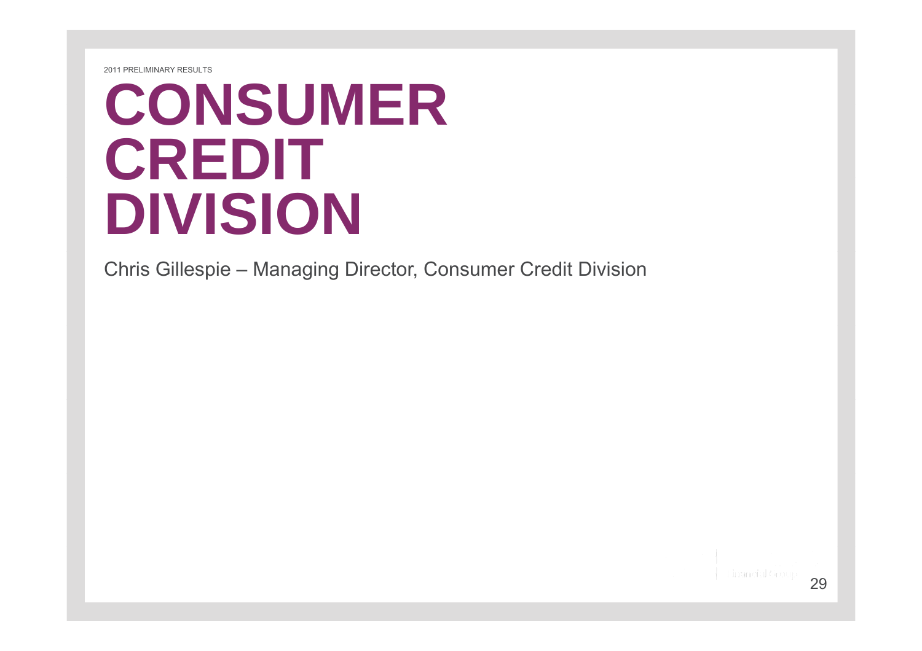# CONSUMER CREDIT DIVISION

Chris Gillespie – Managing Director, Consumer Credit Division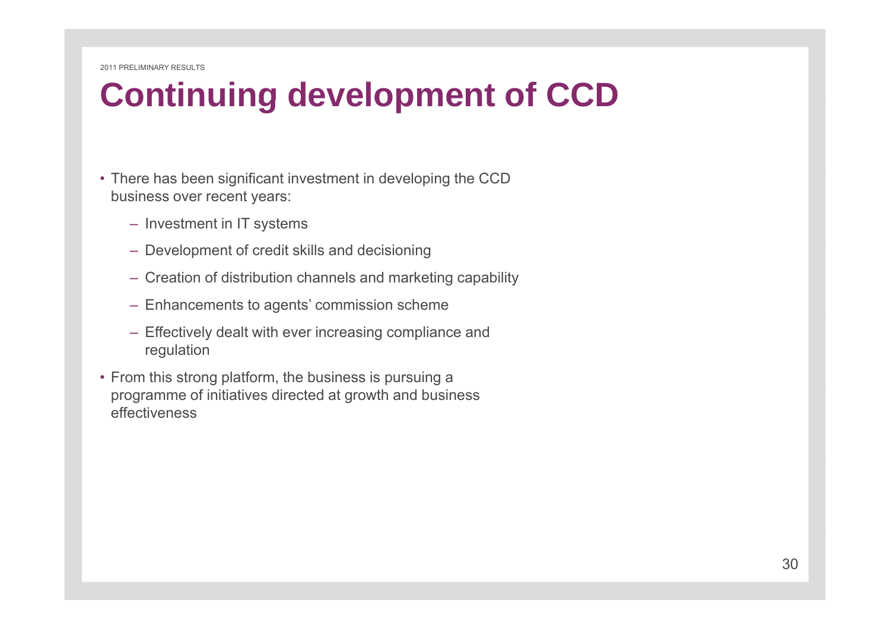# Continuing development of CCD

- There has been significant investment in developing the CCD business over recent years:
  - Investment in IT systems
  - Development of credit skills and decisioning
  - Creation of distribution channels and marketing capability
  - Enhancements to agents' commission scheme
  - Effectively dealt with ever increasing compliance and regulation
- From this strong platform, the business is pursuing a programme of initiatives directed at growth and business effectiveness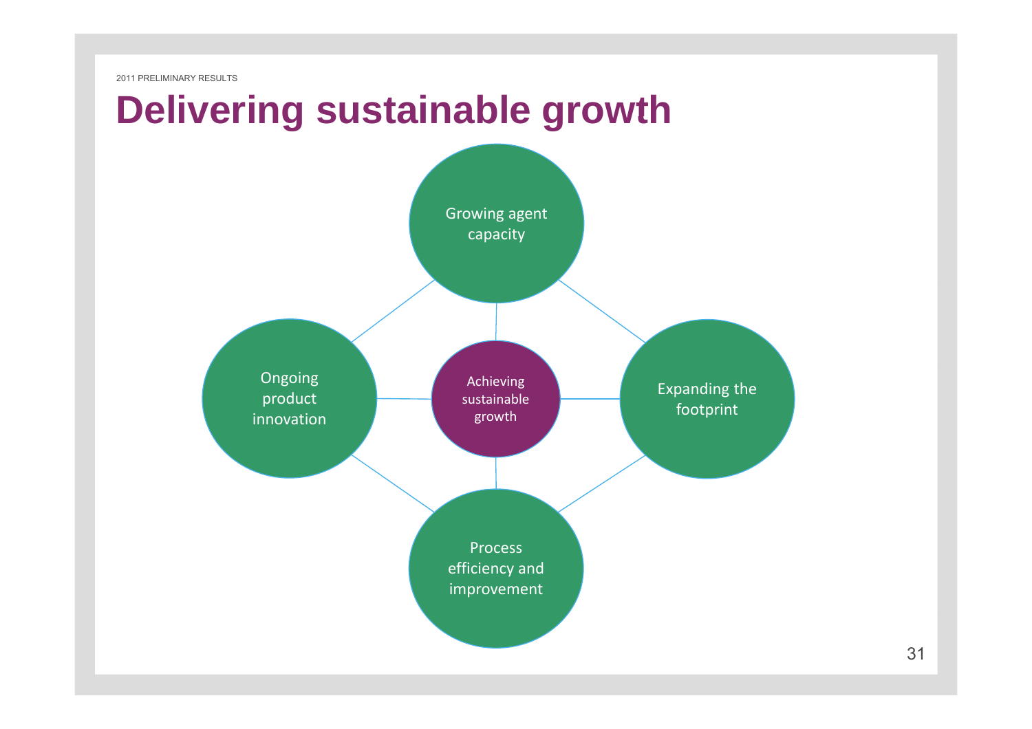# Delivering sustainable growth

- Growing agent capacity
- Ongoing product innovation
- Achieving sustainable growth
- Expanding the footprint
- Process efficiency and improvement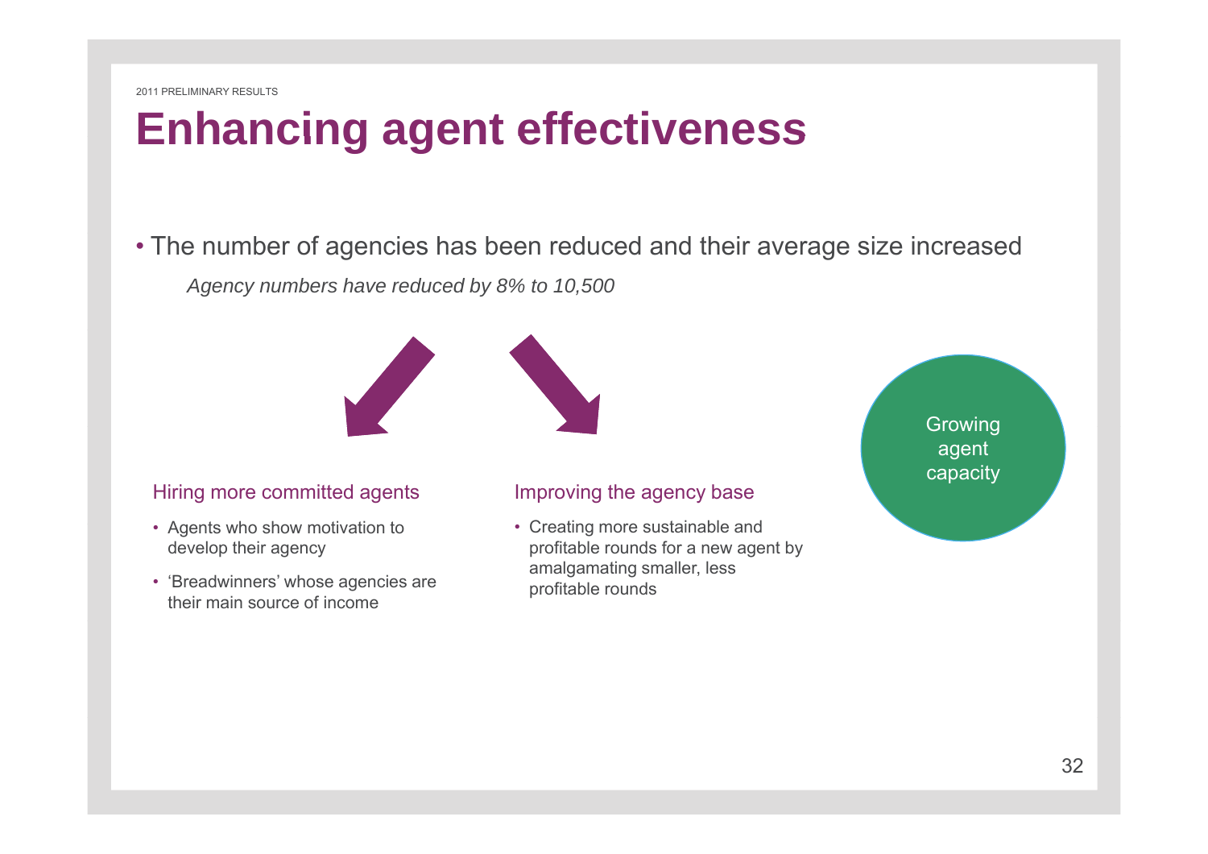# Enhancing agent effectiveness

- The number of agencies has been reduced and their average size increased

*Agency numbers have reduced by 8% to 10,500*

### Hiring more committed agents

- Agents who show motivation to develop their agency
- 'Breadwinners' whose agencies are their main source of income

### Improving the agency base

- Creating more sustainable and profitable rounds for a new agent by amalgamating smaller, less profitable rounds

Growing agent capacity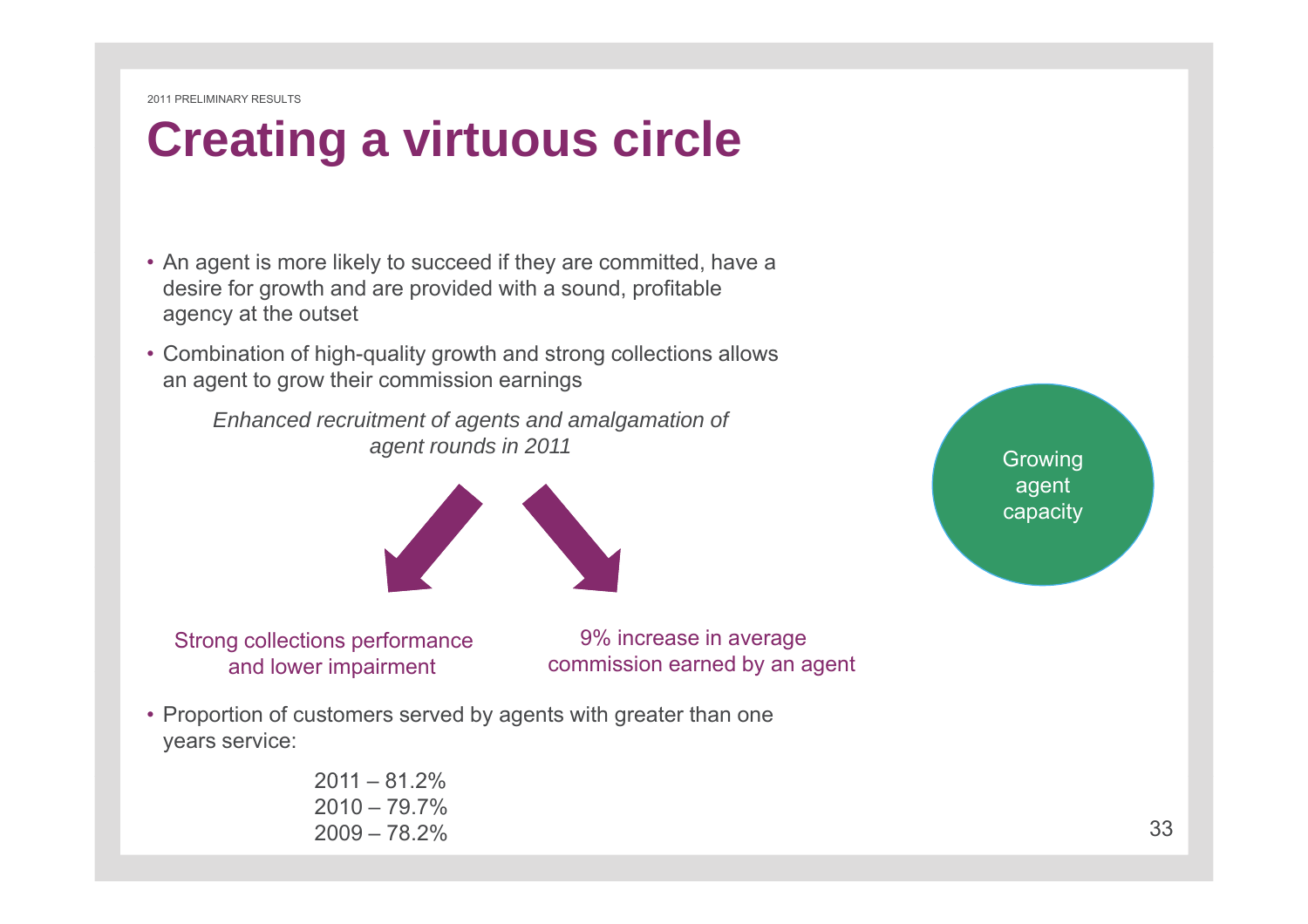# Creating a virtuous circle

- An agent is more likely to succeed if they are committed, have a desire for growth and are provided with a sound, profitable agency at the outset
- Combination of high-quality growth and strong collections allows an agent to grow their commission earnings

*Enhanced recruitment of agents and amalgamation of agent rounds in 2011*

Strong collections performance and lower impairment

9% increase in average commission earned by an agent

Growing agent capacity

- Proportion of customers served by agents with greater than one years service:

2011 – 81.2%
2010 – 79.7%
2009 – 78.2%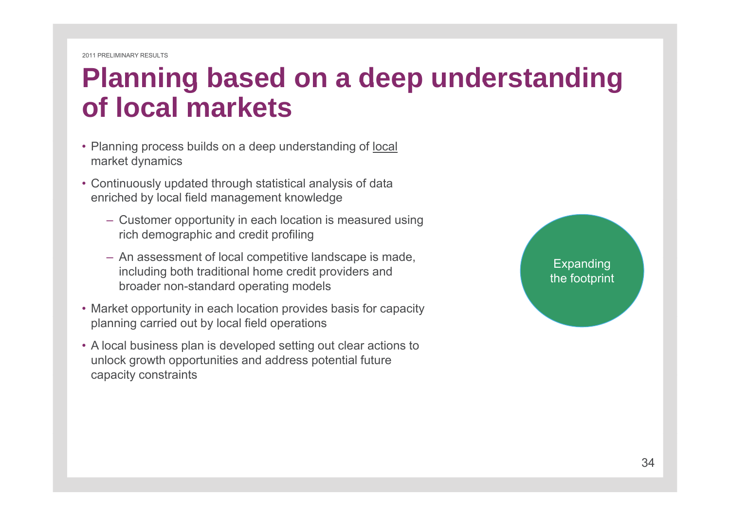# Planning based on a deep understanding of local markets

- Planning process builds on a deep understanding of local market dynamics
- Continuously updated through statistical analysis of data enriched by local field management knowledge
  - Customer opportunity in each location is measured using rich demographic and credit profiling
  - An assessment of local competitive landscape is made, including both traditional home credit providers and broader non-standard operating models
- Market opportunity in each location provides basis for capacity planning carried out by local field operations
- A local business plan is developed setting out clear actions to unlock growth opportunities and address potential future capacity constraints

Expanding the footprint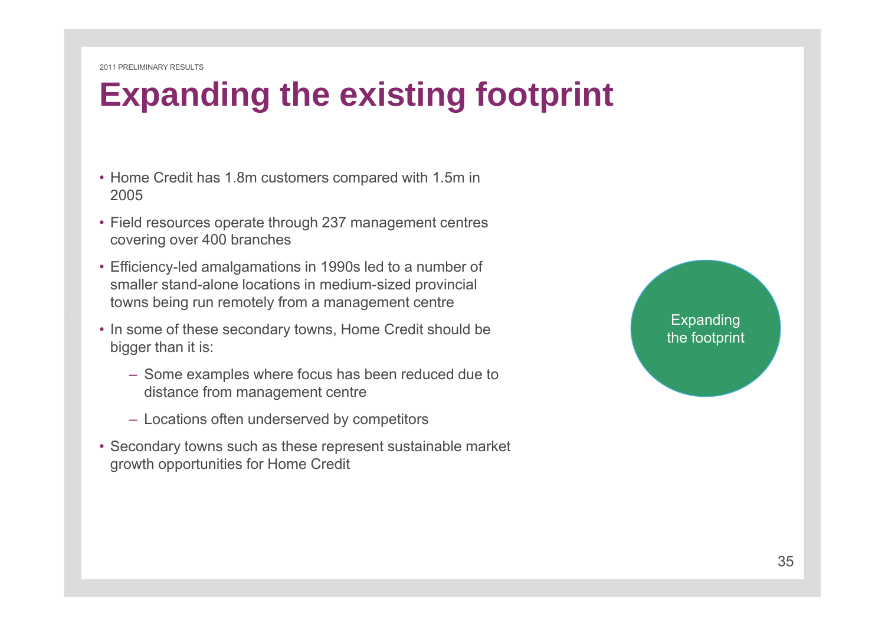# Expanding the existing footprint

- Home Credit has 1.8m customers compared with 1.5m in 2005
- Field resources operate through 237 management centres covering over 400 branches
- Efficiency-led amalgamations in 1990s led to a number of smaller stand-alone locations in medium-sized provincial towns being run remotely from a management centre
- In some of these secondary towns, Home Credit should be bigger than it is:
  - Some examples where focus has been reduced due to distance from management centre
  - Locations often underserved by competitors
- Secondary towns such as these represent sustainable market growth opportunities for Home Credit

Expanding the footprint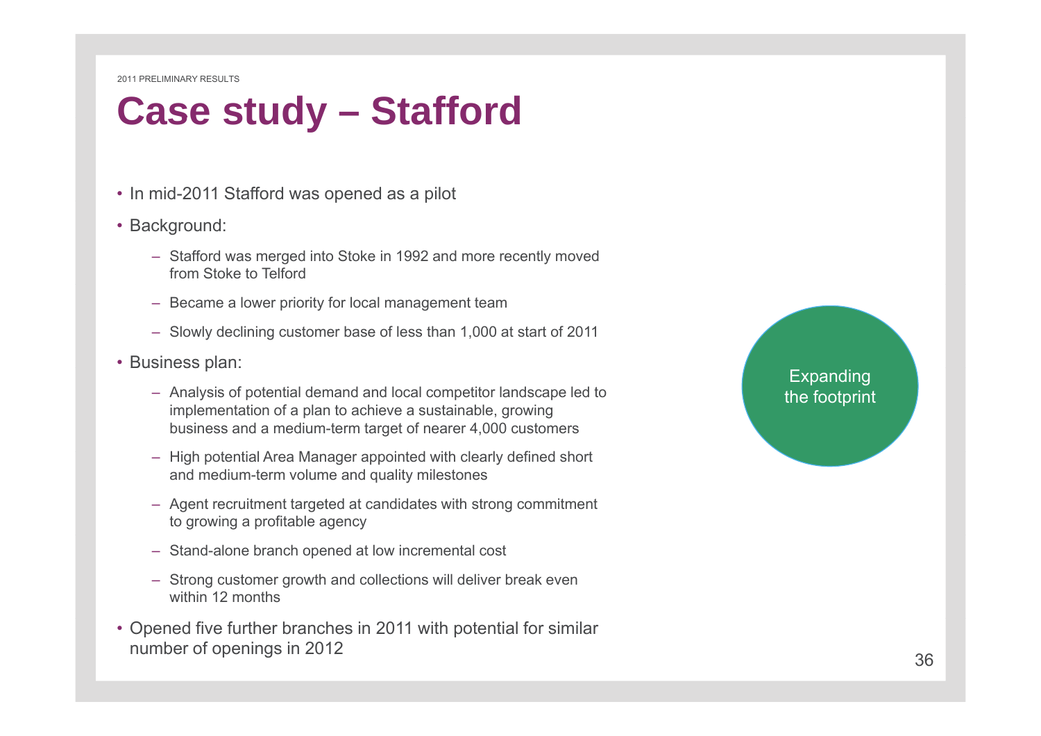# Case study – Stafford

- In mid-2011 Stafford was opened as a pilot
- Background:
  - Stafford was merged into Stoke in 1992 and more recently moved from Stoke to Telford
  - Became a lower priority for local management team
  - Slowly declining customer base of less than 1,000 at start of 2011
- Business plan:
  - Analysis of potential demand and local competitor landscape led to implementation of a plan to achieve a sustainable, growing business and a medium-term target of nearer 4,000 customers
  - High potential Area Manager appointed with clearly defined short and medium-term volume and quality milestones
  - Agent recruitment targeted at candidates with strong commitment to growing a profitable agency
  - Stand-alone branch opened at low incremental cost
  - Strong customer growth and collections will deliver break even within 12 months
- Opened five further branches in 2011 with potential for similar number of openings in 2012

Expanding the footprint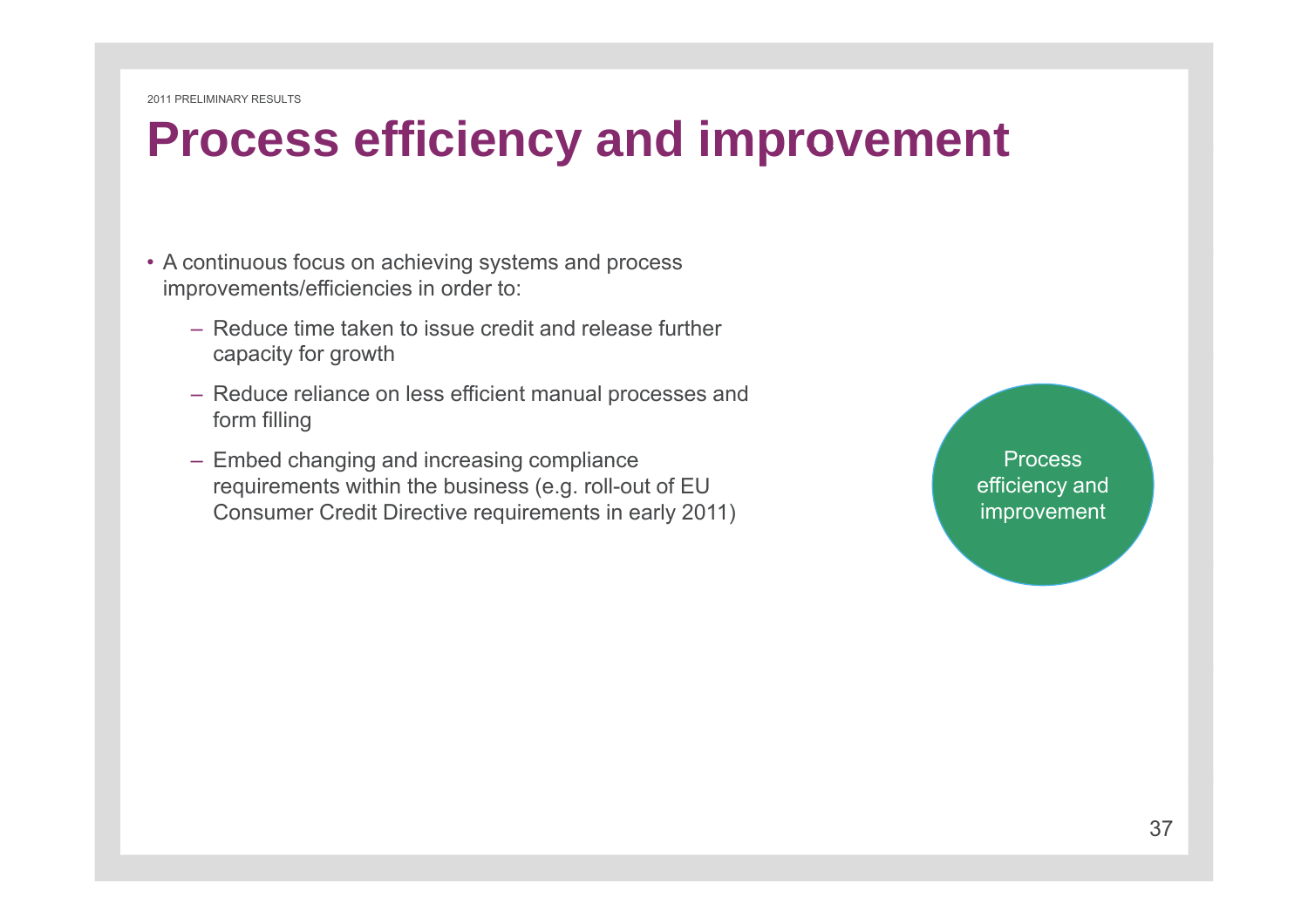# Process efficiency and improvement

- A continuous focus on achieving systems and process improvements/efficiencies in order to:
  - Reduce time taken to issue credit and release further capacity for growth
  - Reduce reliance on less efficient manual processes and form filling
  - Embed changing and increasing compliance requirements within the business (e.g. roll-out of EU Consumer Credit Directive requirements in early 2011)

Process efficiency and improvement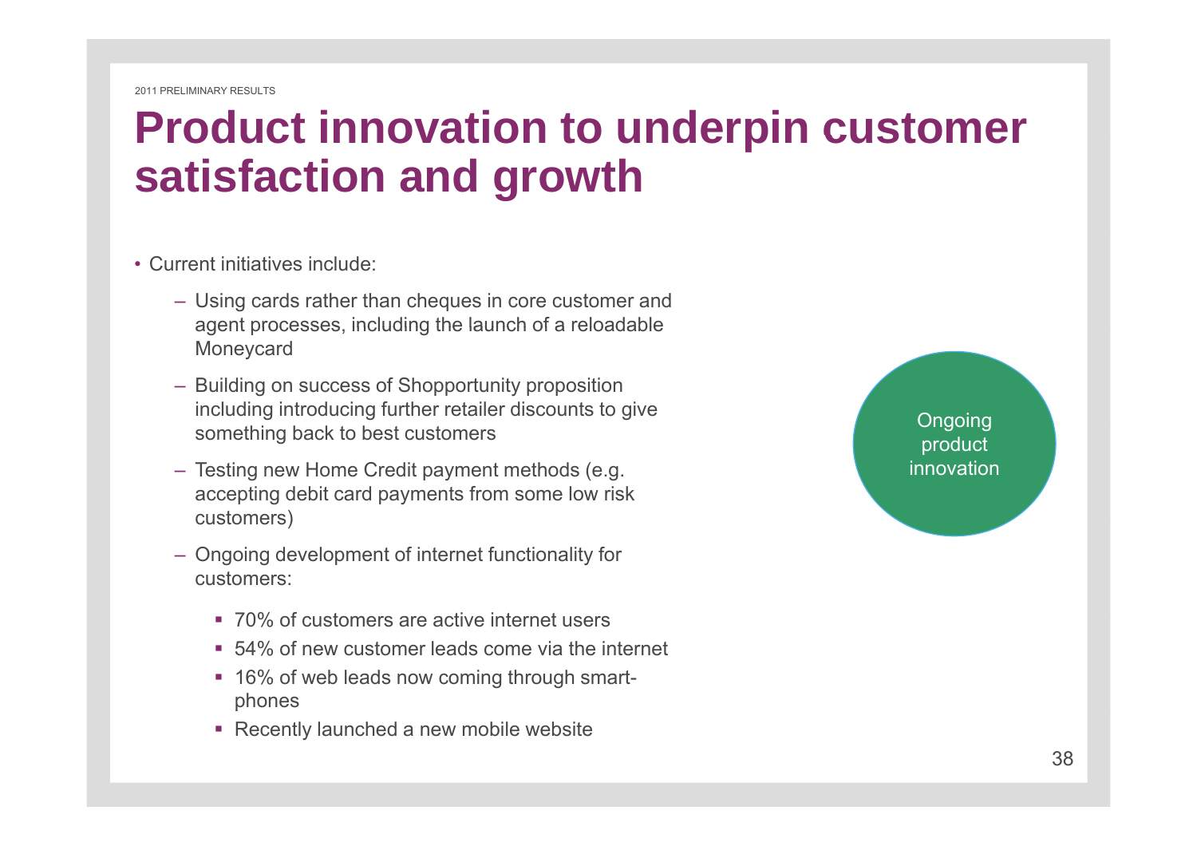# Product innovation to underpin customer satisfaction and growth

- Current initiatives include:
  - Using cards rather than cheques in core customer and agent processes, including the launch of a reloadable Moneycard
  - Building on success of Shopportunity proposition including introducing further retailer discounts to give something back to best customers
  - Testing new Home Credit payment methods (e.g. accepting debit card payments from some low risk customers)
  - Ongoing development of internet functionality for customers:
    - 70% of customers are active internet users
    - 54% of new customer leads come via the internet
    - 16% of web leads now coming through smart-phones
    - Recently launched a new mobile website

Ongoing product innovation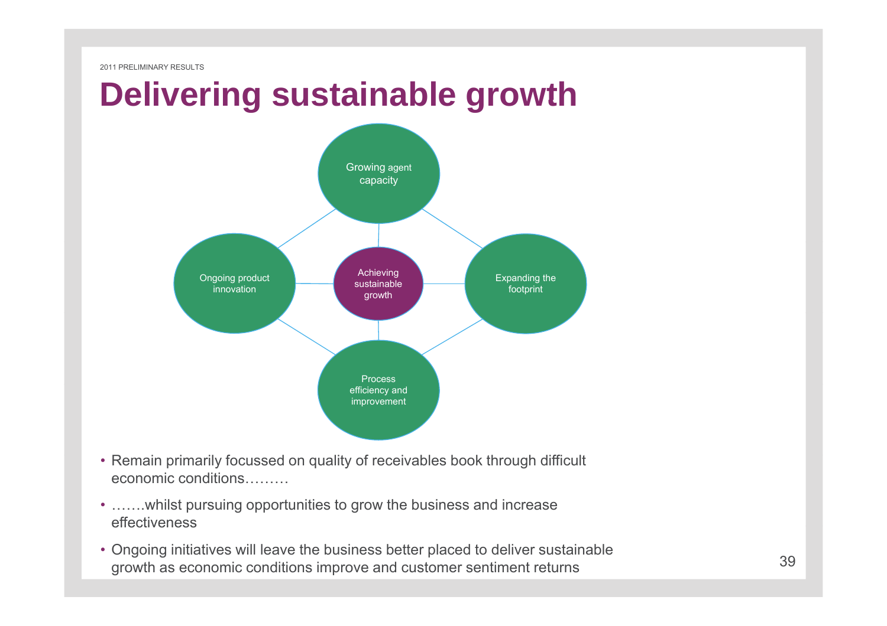# Delivering sustainable growth

- Growing agent capacity
- Ongoing product innovation
- Achieving sustainable growth
- Expanding the footprint
- Process efficiency and improvement

- Remain primarily focussed on quality of receivables book through difficult economic conditions………
- …….whilst pursuing opportunities to grow the business and increase effectiveness
- Ongoing initiatives will leave the business better placed to deliver sustainable growth as economic conditions improve and customer sentiment returns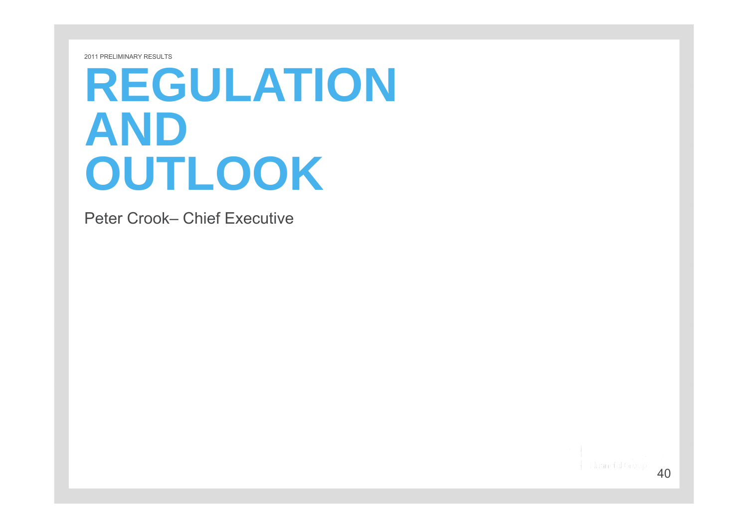# REGULATION AND OUTLOOK

Peter Crook– Chief Executive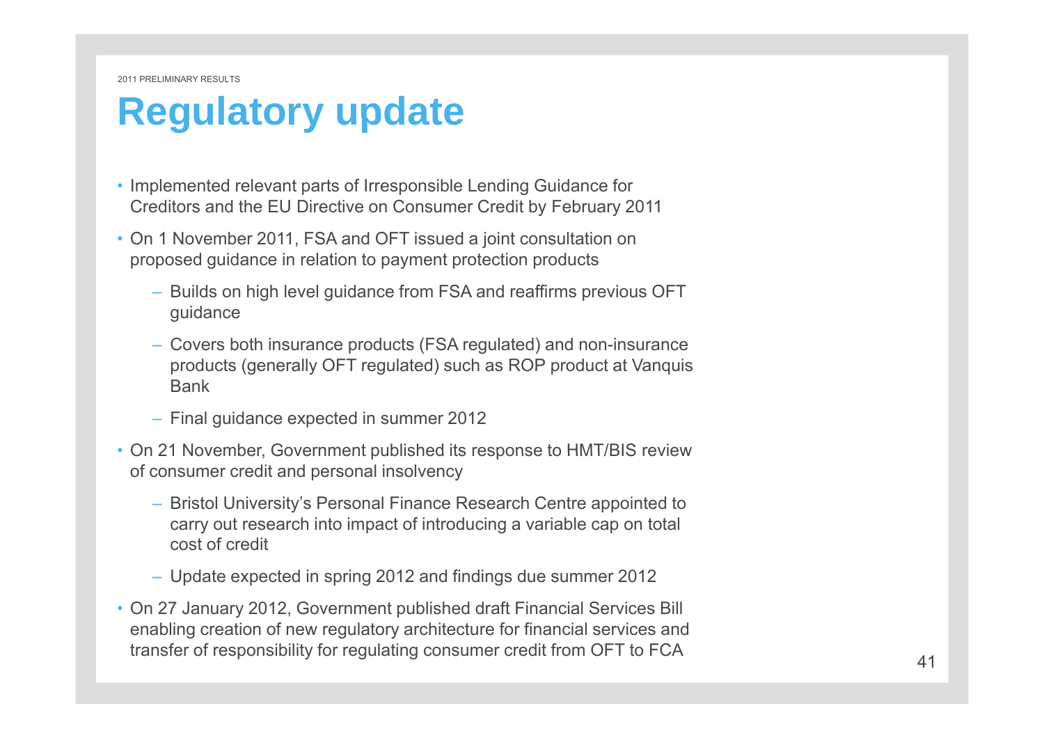# Regulatory update

- Implemented relevant parts of Irresponsible Lending Guidance for Creditors and the EU Directive on Consumer Credit by February 2011
- On 1 November 2011, FSA and OFT issued a joint consultation on proposed guidance in relation to payment protection products
  - Builds on high level guidance from FSA and reaffirms previous OFT guidance
  - Covers both insurance products (FSA regulated) and non-insurance products (generally OFT regulated) such as ROP product at Vanquis Bank
  - Final guidance expected in summer 2012
- On 21 November, Government published its response to HMT/BIS review of consumer credit and personal insolvency
  - Bristol University's Personal Finance Research Centre appointed to carry out research into impact of introducing a variable cap on total cost of credit
  - Update expected in spring 2012 and findings due summer 2012
- On 27 January 2012, Government published draft Financial Services Bill enabling creation of new regulatory architecture for financial services and transfer of responsibility for regulating consumer credit from OFT to FCA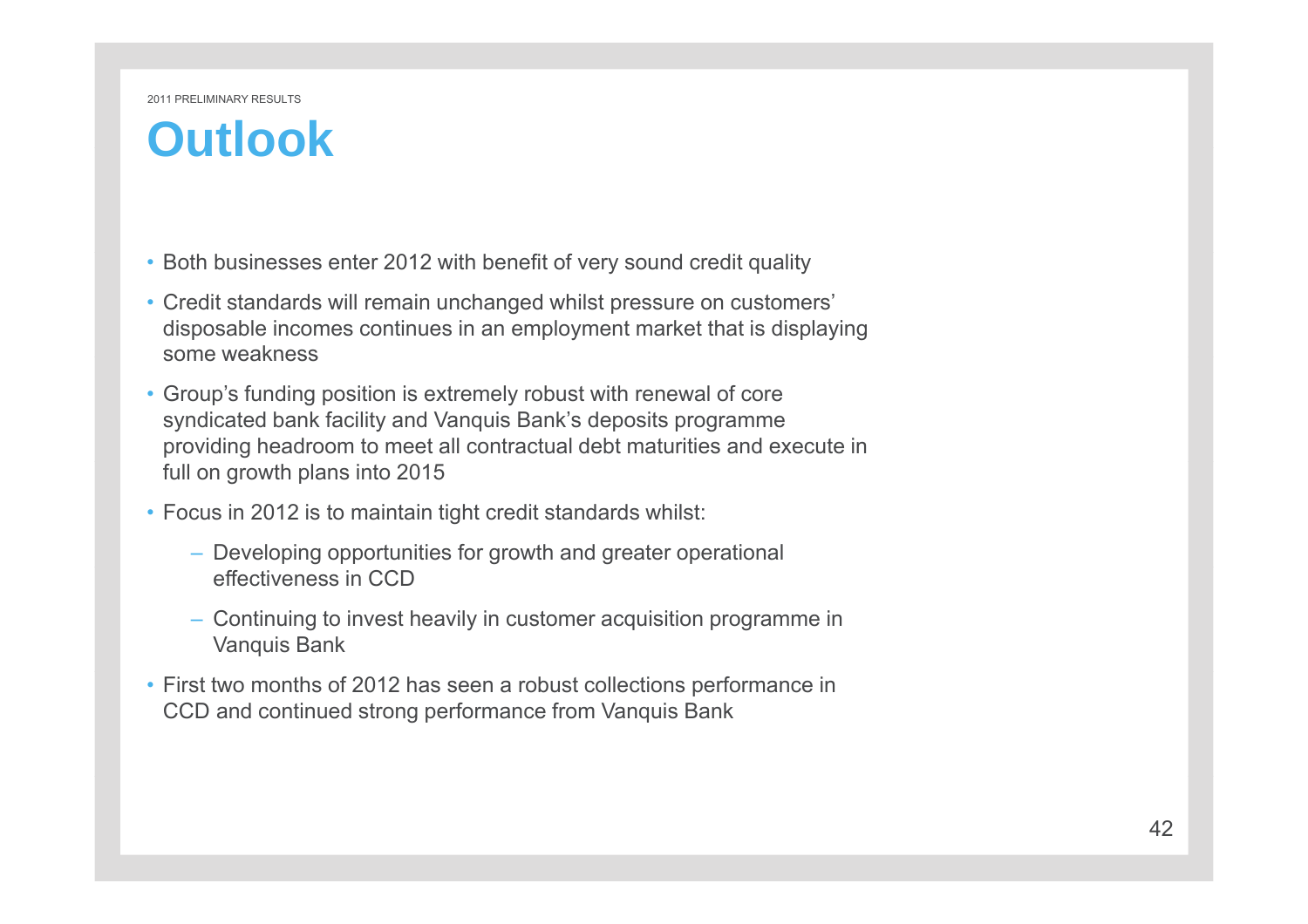# Outlook

- Both businesses enter 2012 with benefit of very sound credit quality
- Credit standards will remain unchanged whilst pressure on customers' disposable incomes continues in an employment market that is displaying some weakness
- Group's funding position is extremely robust with renewal of core syndicated bank facility and Vanquis Bank's deposits programme providing headroom to meet all contractual debt maturities and execute in full on growth plans into 2015
- Focus in 2012 is to maintain tight credit standards whilst:
  - Developing opportunities for growth and greater operational effectiveness in CCD
  - Continuing to invest heavily in customer acquisition programme in Vanquis Bank
- First two months of 2012 has seen a robust collections performance in CCD and continued strong performance from Vanquis Bank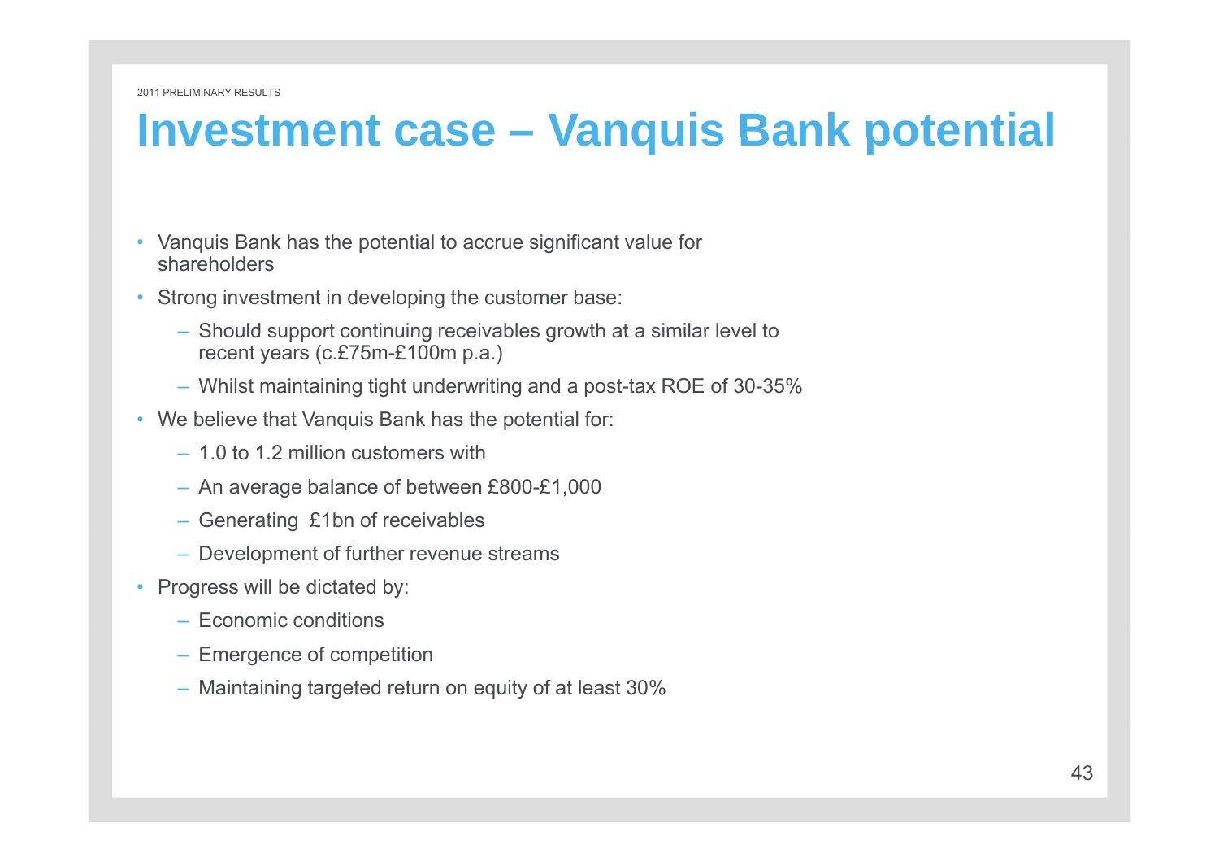2011 PRELIMINARY RESULTS

# Investment case – Vanquis Bank potential

- Vanquis Bank has the potential to accrue significant value for shareholders
- Strong investment in developing the customer base:
  - Should support continuing receivables growth at a similar level to recent years (c.£75m-£100m p.a.)
  - Whilst maintaining tight underwriting and a post-tax ROE of 30-35%
- We believe that Vanquis Bank has the potential for:
  - 1.0 to 1.2 million customers with
  - An average balance of between £800-£1,000
  - Generating £1bn of receivables
  - Development of further revenue streams
- Progress will be dictated by:
  - Economic conditions
  - Emergence of competition
  - Maintaining targeted return on equity of at least 30%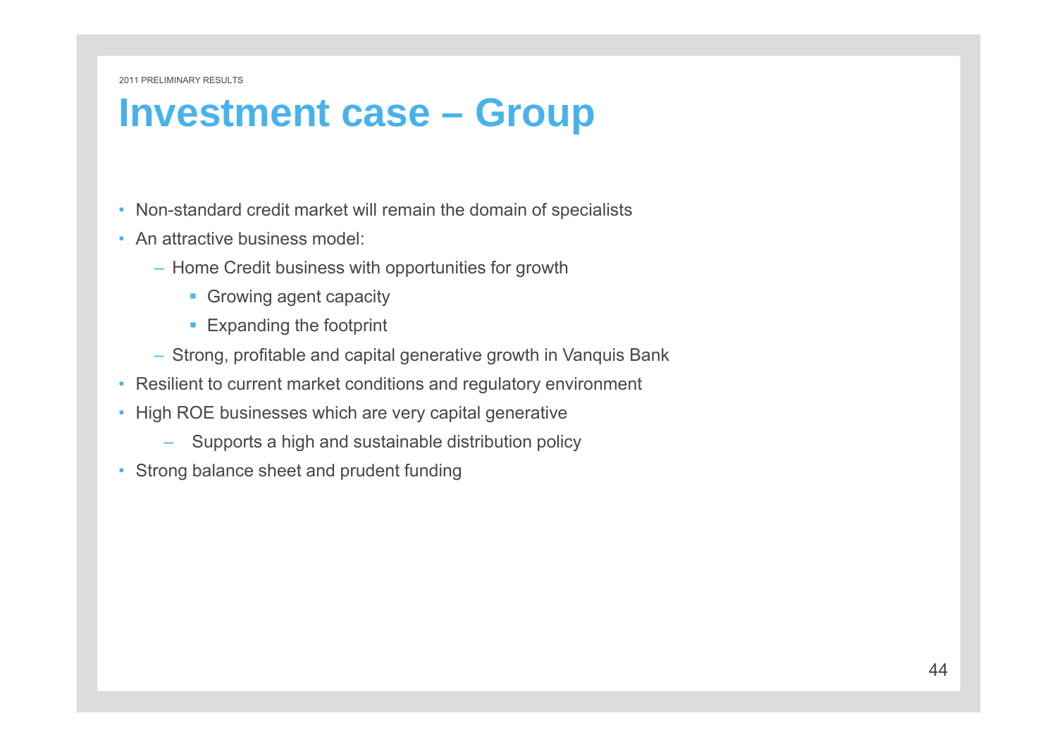# Investment case – Group

- Non-standard credit market will remain the domain of specialists
- An attractive business model:
  - Home Credit business with opportunities for growth
    - Growing agent capacity
    - Expanding the footprint
  - Strong, profitable and capital generative growth in Vanquis Bank
- Resilient to current market conditions and regulatory environment
- High ROE businesses which are very capital generative
  - Supports a high and sustainable distribution policy
- Strong balance sheet and prudent funding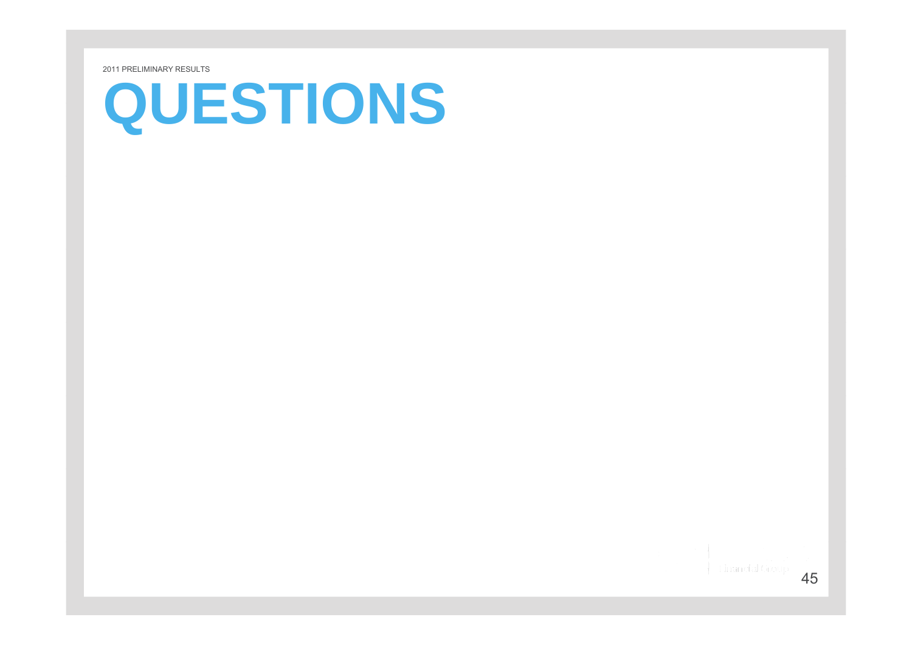# QUESTIONS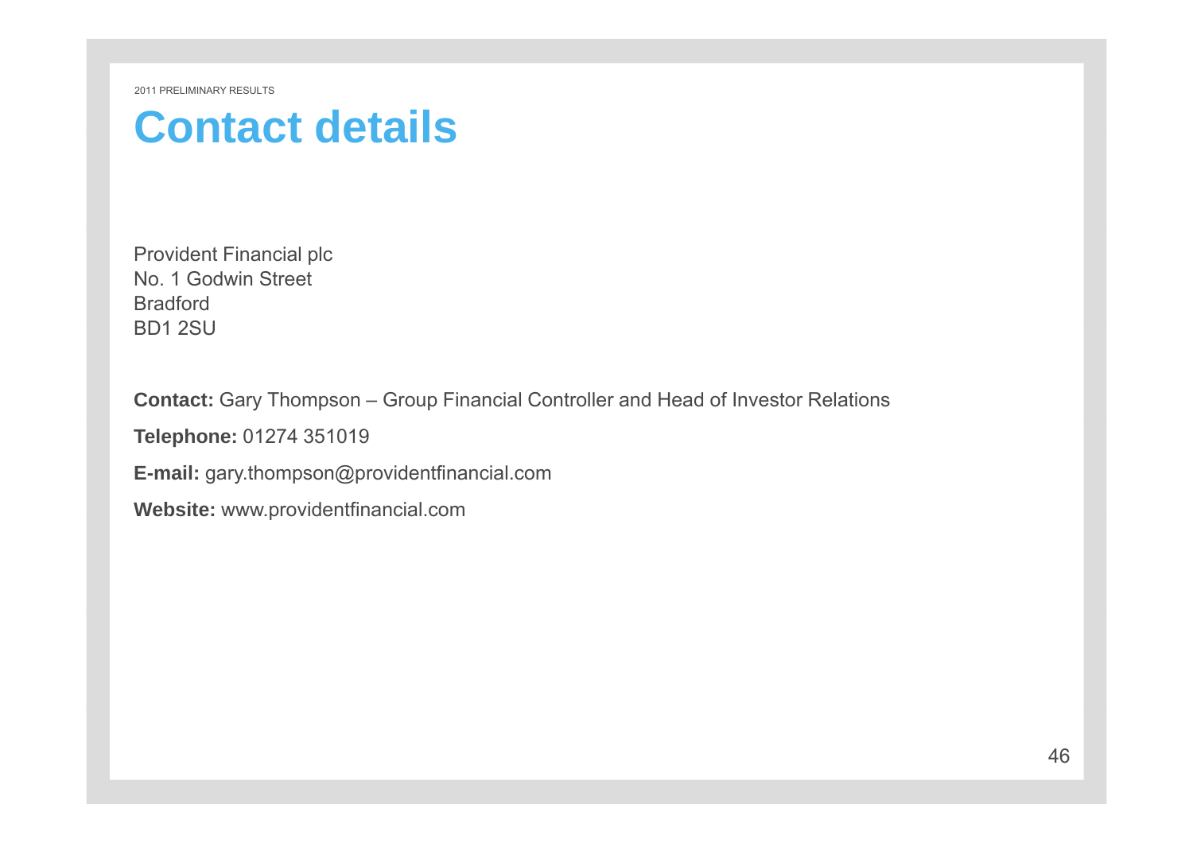2011 PRELIMINARY RESULTS

# Contact details

Provident Financial plc
No. 1 Godwin Street
Bradford
BD1 2SU

**Contact:** Gary Thompson – Group Financial Controller and Head of Investor Relations

**Telephone:** 01274 351019

**E-mail:** gary.thompson@providentfinancial.com

**Website:** www.providentfinancial.com